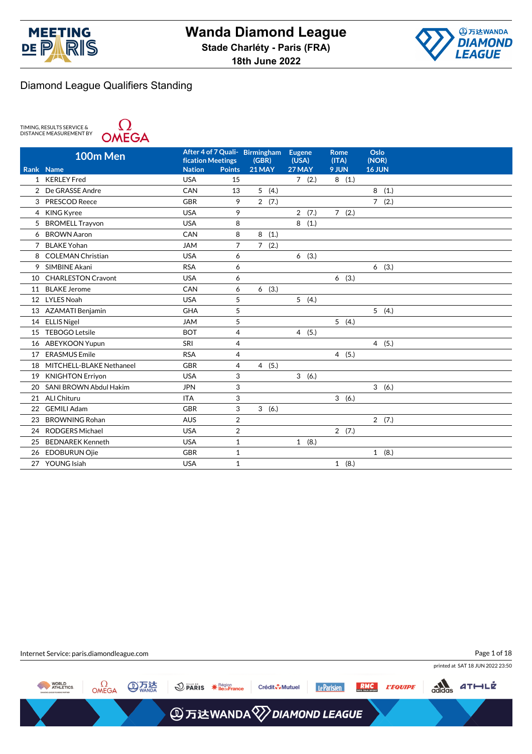# Wanda Diamond League

**Stade Charléty - Paris (FRA)**

**18th June 2022**

## Diamond League Qualifiers Standing

TIMING, RESULTS SERVICE & DISTANCE MEASUREMENT BY OMEGA

| Rank | 100m Men Name | Nation | After 4 of 7 Qualification Meetings Points | Birmingham (GBR) 21 MAY | Eugene (USA) 27 MAY | Rome (ITA) 9 JUN | Oslo (NOR) 16 JUN |
|---|---|---|---|---|---|---|---|
| 1 | KERLEY Fred | USA | 15 | | 7 (2.) | 8 (1.) | |
| 2 | De GRASSE Andre | CAN | 13 | 5 (4.) | | | 8 (1.) |
| 3 | PRESCOD Reece | GBR | 9 | 2 (7.) | | | 7 (2.) |
| 4 | KING Kyree | USA | 9 | | 2 (7.) | 7 (2.) | |
| 5 | BROMELL Trayvon | USA | 8 | | 8 (1.) | | |
| 6 | BROWN Aaron | CAN | 8 | 8 (1.) | | | |
| 7 | BLAKE Yohan | JAM | 7 | 7 (2.) | | | |
| 8 | COLEMAN Christian | USA | 6 | | 6 (3.) | | |
| 9 | SIMBINE Akani | RSA | 6 | | | | 6 (3.) |
| 10 | CHARLESTON Cravont | USA | 6 | | | 6 (3.) | |
| 11 | BLAKE Jerome | CAN | 6 | 6 (3.) | | | |
| 12 | LYLES Noah | USA | 5 | | 5 (4.) | | |
| 13 | AZAMATI Benjamin | GHA | 5 | | | | 5 (4.) |
| 14 | ELLIS Nigel | JAM | 5 | | | 5 (4.) | |
| 15 | TEBOGO Letsile | BOT | 4 | | 4 (5.) | | |
| 16 | ABEYKOON Yupun | SRI | 4 | | | | 4 (5.) |
| 17 | ERASMUS Emile | RSA | 4 | | | 4 (5.) | |
| 18 | MITCHELL-BLAKE Nethaneel | GBR | 4 | 4 (5.) | | | |
| 19 | KNIGHTON Erriyon | USA | 3 | | 3 (6.) | | |
| 20 | SANI BROWN Abdul Hakim | JPN | 3 | | | | 3 (6.) |
| 21 | ALI Chituru | ITA | 3 | | | 3 (6.) | |
| 22 | GEMILI Adam | GBR | 3 | 3 (6.) | | | |
| 23 | BROWNING Rohan | AUS | 2 | | | | 2 (7.) |
| 24 | RODGERS Michael | USA | 2 | | | 2 (7.) | |
| 25 | BEDNAREK Kenneth | USA | 1 | | 1 (8.) | | |
| 26 | EDOBURUN Ojie | GBR | 1 | | | | 1 (8.) |
| 27 | YOUNG Isiah | USA | 1 | | | 1 (8.) | |

Internet Service: paris.diamondleague.com

printed at SAT 18 JUN 2022 23:50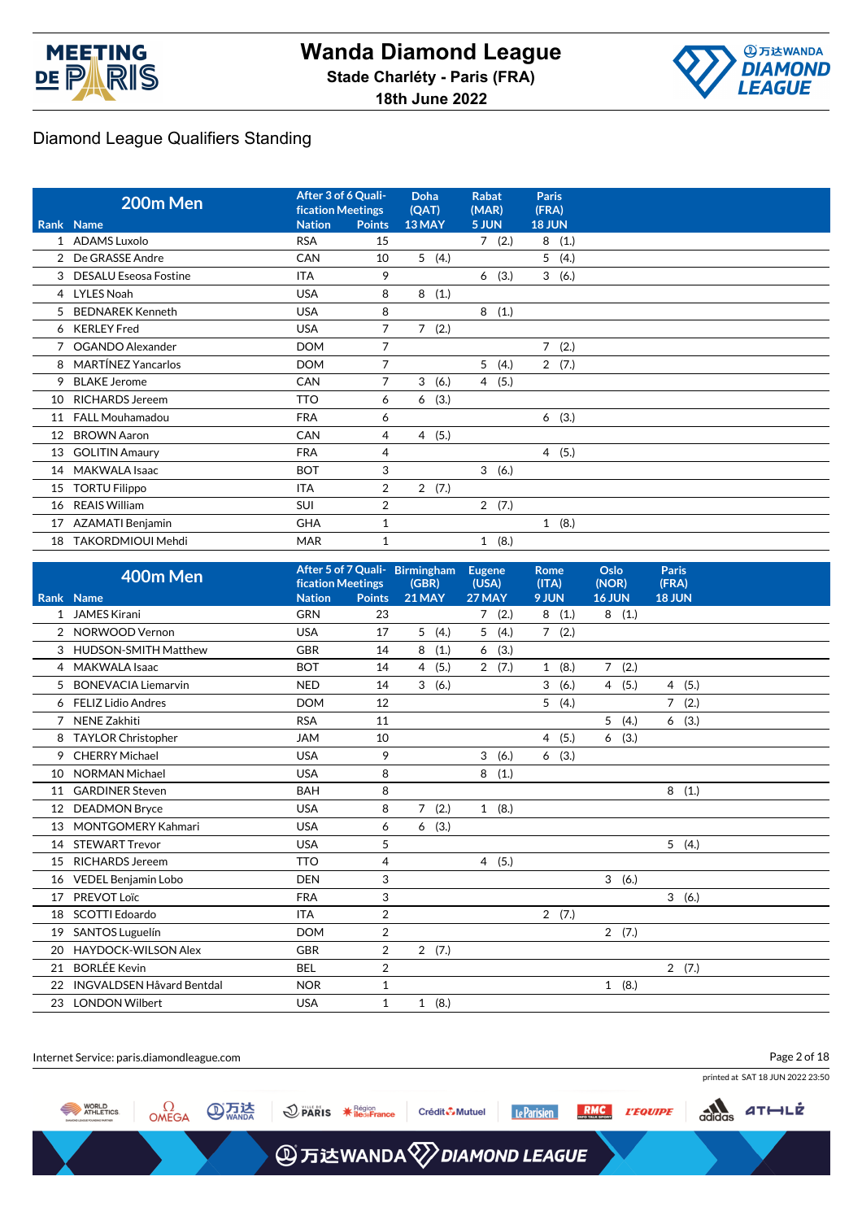# Wanda Diamond League

**Stade Charléty - Paris (FRA)**

**18th June 2022**

## Diamond League Qualifiers Standing

| 200m Men | | After 3 of 6 Qualification Meetings | | Doha (QAT) | Rabat (MAR) | Paris (FRA) |
|---|---|---|---|---|---|---|
| Rank | Name | Nation | Points | 13 MAY | 5 JUN | 18 JUN |
| 1 | ADAMS Luxolo | RSA | 15 | | 7 (2.) | 8 (1.) |
| 2 | De GRASSE Andre | CAN | 10 | 5 (4.) | | 5 (4.) |
| 3 | DESALU Eseosa Fostine | ITA | 9 | | 6 (3.) | 3 (6.) |
| 4 | LYLES Noah | USA | 8 | 8 (1.) | | |
| 5 | BEDNAREK Kenneth | USA | 8 | | 8 (1.) | |
| 6 | KERLEY Fred | USA | 7 | 7 (2.) | | |
| 7 | OGANDO Alexander | DOM | 7 | | | 7 (2.) |
| 8 | MARTÍNEZ Yancarlos | DOM | 7 | | 5 (4.) | 2 (7.) |
| 9 | BLAKE Jerome | CAN | 7 | 3 (6.) | 4 (5.) | |
| 10 | RICHARDS Jereem | TTO | 6 | 6 (3.) | | |
| 11 | FALL Mouhamadou | FRA | 6 | | | 6 (3.) |
| 12 | BROWN Aaron | CAN | 4 | 4 (5.) | | |
| 13 | GOLITIN Amaury | FRA | 4 | | | 4 (5.) |
| 14 | MAKWALA Isaac | BOT | 3 | | 3 (6.) | |
| 15 | TORTU Filippo | ITA | 2 | 2 (7.) | | |
| 16 | REAIS William | SUI | 2 | | 2 (7.) | |
| 17 | AZAMATI Benjamin | GHA | 1 | | | 1 (8.) |
| 18 | TAKORDMIOUI Mehdi | MAR | 1 | | 1 (8.) | |

| 400m Men | | After 5 of 7 Qualification Meetings | | Birmingham (GBR) | Eugene (USA) | Rome (ITA) | Oslo (NOR) | Paris (FRA) |
|---|---|---|---|---|---|---|---|---|
| Rank | Name | Nation | Points | 21 MAY | 27 MAY | 9 JUN | 16 JUN | 18 JUN |
| 1 | JAMES Kirani | GRN | 23 | | 7 (2.) | 8 (1.) | 8 (1.) | |
| 2 | NORWOOD Vernon | USA | 17 | 5 (4.) | 5 (4.) | 7 (2.) | | |
| 3 | HUDSON-SMITH Matthew | GBR | 14 | 8 (1.) | 6 (3.) | | | |
| 4 | MAKWALA Isaac | BOT | 14 | 4 (5.) | 2 (7.) | 1 (8.) | 7 (2.) | |
| 5 | BONEVACIA Liemarvin | NED | 14 | 3 (6.) | | 3 (6.) | 4 (5.) | 4 (5.) |
| 6 | FELIZ Lidio Andres | DOM | 12 | | | 5 (4.) | | 7 (2.) |
| 7 | NENE Zakhiti | RSA | 11 | | | | 5 (4.) | 6 (3.) |
| 8 | TAYLOR Christopher | JAM | 10 | | | 4 (5.) | 6 (3.) | |
| 9 | CHERRY Michael | USA | 9 | | 3 (6.) | 6 (3.) | | |
| 10 | NORMAN Michael | USA | 8 | | 8 (1.) | | | |
| 11 | GARDINER Steven | BAH | 8 | | | | | 8 (1.) |
| 12 | DEADMON Bryce | USA | 8 | 7 (2.) | 1 (8.) | | | |
| 13 | MONTGOMERY Kahmari | USA | 6 | 6 (3.) | | | | |
| 14 | STEWART Trevor | USA | 5 | | | | | 5 (4.) |
| 15 | RICHARDS Jereem | TTO | 4 | | 4 (5.) | | | |
| 16 | VEDEL Benjamin Lobo | DEN | 3 | | | | 3 (6.) | |
| 17 | PREVOT Loïc | FRA | 3 | | | | | 3 (6.) |
| 18 | SCOTTI Edoardo | ITA | 2 | | | 2 (7.) | | |
| 19 | SANTOS Luguelín | DOM | 2 | | | | 2 (7.) | |
| 20 | HAYDOCK-WILSON Alex | GBR | 2 | 2 (7.) | | | | |
| 21 | BORLÉE Kevin | BEL | 2 | | | | | 2 (7.) |
| 22 | INGVALDSEN Håvard Bentdal | NOR | 1 | | | | 1 (8.) | |
| 23 | LONDON Wilbert | USA | 1 | 1 (8.) | | | | |

Internet Service: paris.diamondleague.com

printed at SAT 18 JUN 2022 23:50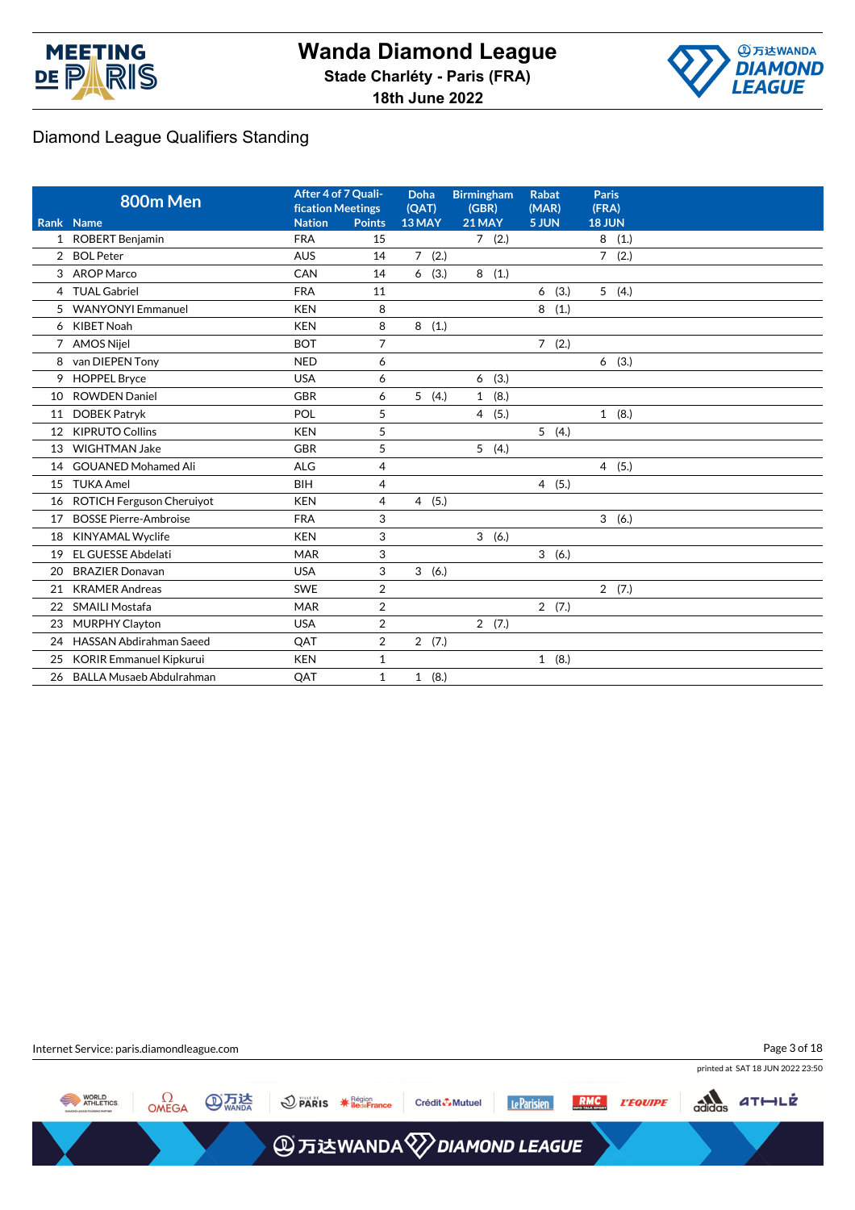# Wanda Diamond League

**Stade Charléty - Paris (FRA)**

**18th June 2022**

## Diamond League Qualifiers Standing

| 800m Men | | After 4 of 7 Qualification Meetings | | Doha (QAT) | Birmingham (GBR) | Rabat (MAR) | Paris (FRA) |
|---|---|---|---|---|---|---|---|
| Rank | Name | Nation | Points | 13 MAY | 21 MAY | 5 JUN | 18 JUN |
| 1 | ROBERT Benjamin | FRA | 15 | | 7 (2.) | | 8 (1.) |
| 2 | BOL Peter | AUS | 14 | 7 (2.) | | | 7 (2.) |
| 3 | AROP Marco | CAN | 14 | 6 (3.) | 8 (1.) | | |
| 4 | TUAL Gabriel | FRA | 11 | | | 6 (3.) | 5 (4.) |
| 5 | WANYONYI Emmanuel | KEN | 8 | | | 8 (1.) | |
| 6 | KIBET Noah | KEN | 8 | 8 (1.) | | | |
| 7 | AMOS Nijel | BOT | 7 | | | 7 (2.) | |
| 8 | van DIEPEN Tony | NED | 6 | | | | 6 (3.) |
| 9 | HOPPEL Bryce | USA | 6 | | 6 (3.) | | |
| 10 | ROWDEN Daniel | GBR | 6 | 5 (4.) | 1 (8.) | | |
| 11 | DOBEK Patryk | POL | 5 | | 4 (5.) | | 1 (8.) |
| 12 | KIPRUTO Collins | KEN | 5 | | | 5 (4.) | |
| 13 | WIGHTMAN Jake | GBR | 5 | | 5 (4.) | | |
| 14 | GOUANED Mohamed Ali | ALG | 4 | | | | 4 (5.) |
| 15 | TUKA Amel | BIH | 4 | | | 4 (5.) | |
| 16 | ROTICH Ferguson Cheruiyot | KEN | 4 | 4 (5.) | | | |
| 17 | BOSSE Pierre-Ambroise | FRA | 3 | | | | 3 (6.) |
| 18 | KINYAMAL Wyclife | KEN | 3 | | 3 (6.) | | |
| 19 | EL GUESSE Abdelati | MAR | 3 | | | 3 (6.) | |
| 20 | BRAZIER Donavan | USA | 3 | 3 (6.) | | | |
| 21 | KRAMER Andreas | SWE | 2 | | | | 2 (7.) |
| 22 | SMAILI Mostafa | MAR | 2 | | | 2 (7.) | |
| 23 | MURPHY Clayton | USA | 2 | | 2 (7.) | | |
| 24 | HASSAN Abdirahman Saeed | QAT | 2 | 2 (7.) | | | |
| 25 | KORIR Emmanuel Kipkurui | KEN | 1 | | | 1 (8.) | |
| 26 | BALLA Musaeb Abdulrahman | QAT | 1 | 1 (8.) | | | |

Internet Service: paris.diamondleague.com

printed at SAT 18 JUN 2022 23:50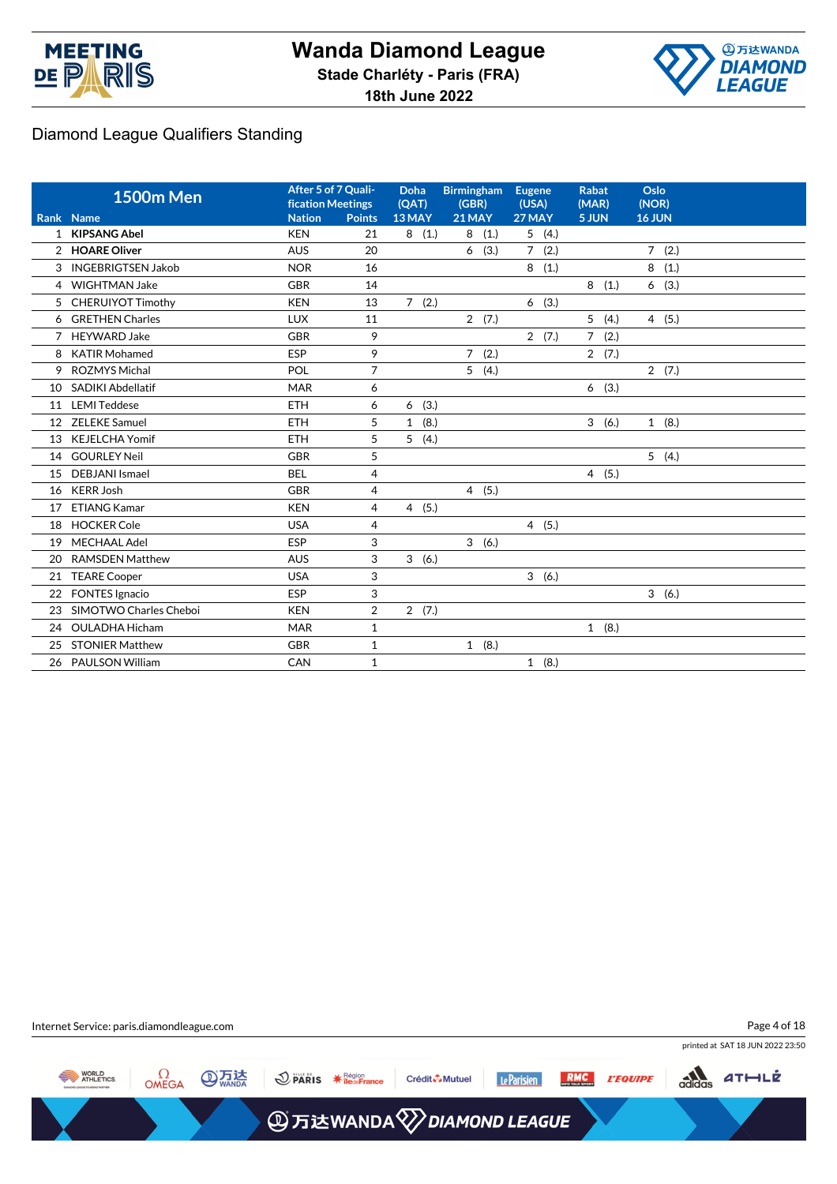# Wanda Diamond League

**Stade Charléty - Paris (FRA)**

**18th June 2022**

## Diamond League Qualifiers Standing

| 1500m Men | | After 5 of 7 Qualification Meetings | | Doha (QAT) | Birmingham (GBR) | Eugene (USA) | Rabat (MAR) | Oslo (NOR) |
|---|---|---|---|---|---|---|---|---|
| Rank | Name | Nation | Points | 13 MAY | 21 MAY | 27 MAY | 5 JUN | 16 JUN |
| 1 | **KIPSANG Abel** | KEN | 21 | 8 (1.) | 8 (1.) | 5 (4.) | | |
| 2 | **HOARE Oliver** | AUS | 20 | | 6 (3.) | 7 (2.) | | 7 (2.) |
| 3 | INGEBRIGTSEN Jakob | NOR | 16 | | | 8 (1.) | | 8 (1.) |
| 4 | WIGHTMAN Jake | GBR | 14 | | | | 8 (1.) | 6 (3.) |
| 5 | CHERUIYOT Timothy | KEN | 13 | 7 (2.) | | 6 (3.) | | |
| 6 | GRETHEN Charles | LUX | 11 | | 2 (7.) | | 5 (4.) | 4 (5.) |
| 7 | HEYWARD Jake | GBR | 9 | | | 2 (7.) | 7 (2.) | |
| 8 | KATIR Mohamed | ESP | 9 | | 7 (2.) | | 2 (7.) | |
| 9 | ROZMYS Michal | POL | 7 | | 5 (4.) | | | 2 (7.) |
| 10 | SADIKI Abdellatif | MAR | 6 | | | | 6 (3.) | |
| 11 | LEMI Teddese | ETH | 6 | 6 (3.) | | | | |
| 12 | ZELEKE Samuel | ETH | 5 | 1 (8.) | | | 3 (6.) | 1 (8.) |
| 13 | KEJELCHA Yomif | ETH | 5 | 5 (4.) | | | | |
| 14 | GOURLEY Neil | GBR | 5 | | | | | 5 (4.) |
| 15 | DEBJANI Ismael | BEL | 4 | | | | 4 (5.) | |
| 16 | KERR Josh | GBR | 4 | | 4 (5.) | | | |
| 17 | ETIANG Kamar | KEN | 4 | 4 (5.) | | | | |
| 18 | HOCKER Cole | USA | 4 | | | 4 (5.) | | |
| 19 | MECHAAL Adel | ESP | 3 | | 3 (6.) | | | |
| 20 | RAMSDEN Matthew | AUS | 3 | 3 (6.) | | | | |
| 21 | TEARE Cooper | USA | 3 | | | 3 (6.) | | |
| 22 | FONTES Ignacio | ESP | 3 | | | | | 3 (6.) |
| 23 | SIMOTWO Charles Cheboi | KEN | 2 | 2 (7.) | | | | |
| 24 | OULADHA Hicham | MAR | 1 | | | | 1 (8.) | |
| 25 | STONIER Matthew | GBR | 1 | | 1 (8.) | | | |
| 26 | PAULSON William | CAN | 1 | | | 1 (8.) | | |

Internet Service: paris.diamondleague.com

printed at SAT 18 JUN 2022 23:50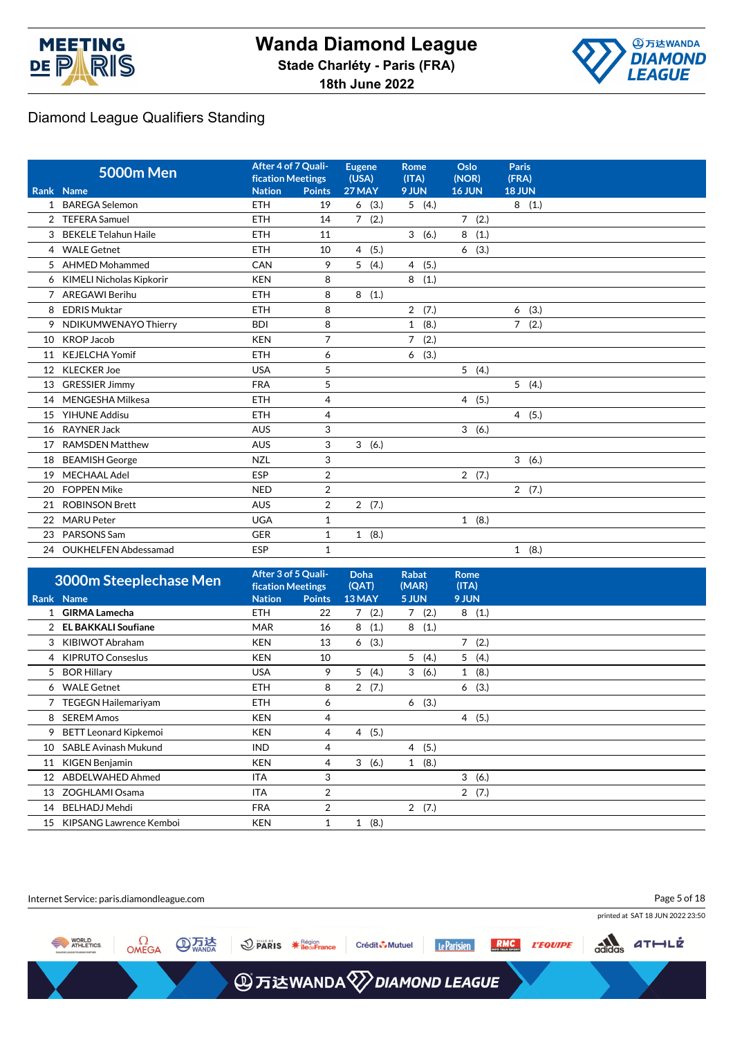# Wanda Diamond League

**Stade Charléty - Paris (FRA)**

**18th June 2022**

## Diamond League Qualifiers Standing

| Rank | 5000m Men Name | Nation | After 4 of 7 Qualification Meetings Points | Eugene (USA) 27 MAY | Rome (ITA) 9 JUN | Oslo (NOR) 16 JUN | Paris (FRA) 18 JUN |
|---|---|---|---|---|---|---|---|
| 1 | BAREGA Selemon | ETH | 19 | 6 (3.) | 5 (4.) | | 8 (1.) |
| 2 | TEFERA Samuel | ETH | 14 | 7 (2.) | | 7 (2.) | |
| 3 | BEKELE Telahun Haile | ETH | 11 | | 3 (6.) | 8 (1.) | |
| 4 | WALE Getnet | ETH | 10 | 4 (5.) | | 6 (3.) | |
| 5 | AHMED Mohammed | CAN | 9 | 5 (4.) | 4 (5.) | | |
| 6 | KIMELI Nicholas Kipkorir | KEN | 8 | | 8 (1.) | | |
| 7 | AREGAWI Berihu | ETH | 8 | 8 (1.) | | | |
| 8 | EDRIS Muktar | ETH | 8 | | 2 (7.) | | 6 (3.) |
| 9 | NDIKUMWENAYO Thierry | BDI | 8 | | 1 (8.) | | 7 (2.) |
| 10 | KROP Jacob | KEN | 7 | | 7 (2.) | | |
| 11 | KEJELCHA Yomif | ETH | 6 | | 6 (3.) | | |
| 12 | KLECKER Joe | USA | 5 | | | 5 (4.) | |
| 13 | GRESSIER Jimmy | FRA | 5 | | | | 5 (4.) |
| 14 | MENGESHA Milkesa | ETH | 4 | | | 4 (5.) | |
| 15 | YIHUNE Addisu | ETH | 4 | | | | 4 (5.) |
| 16 | RAYNER Jack | AUS | 3 | | | 3 (6.) | |
| 17 | RAMSDEN Matthew | AUS | 3 | 3 (6.) | | | |
| 18 | BEAMISH George | NZL | 3 | | | | 3 (6.) |
| 19 | MECHAAL Adel | ESP | 2 | | | 2 (7.) | |
| 20 | FOPPEN Mike | NED | 2 | | | | 2 (7.) |
| 21 | ROBINSON Brett | AUS | 2 | 2 (7.) | | | |
| 22 | MARU Peter | UGA | 1 | | | 1 (8.) | |
| 23 | PARSONS Sam | GER | 1 | 1 (8.) | | | |
| 24 | OUKHELFEN Abdessamad | ESP | 1 | | | | 1 (8.) |

| Rank | 3000m Steeplechase Men Name | Nation | After 3 of 5 Qualification Meetings Points | Doha (QAT) 13 MAY | Rabat (MAR) 5 JUN | Rome (ITA) 9 JUN |
|---|---|---|---|---|---|---|
| 1 | **GIRMA Lamecha** | ETH | 22 | 7 (2.) | 7 (2.) | 8 (1.) |
| 2 | **EL BAKKALI Soufiane** | MAR | 16 | 8 (1.) | 8 (1.) | |
| 3 | KIBIWOT Abraham | KEN | 13 | 6 (3.) | | 7 (2.) |
| 4 | KIPRUTO Conseslus | KEN | 10 | | 5 (4.) | 5 (4.) |
| 5 | BOR Hillary | USA | 9 | 5 (4.) | 3 (6.) | 1 (8.) |
| 6 | WALE Getnet | ETH | 8 | 2 (7.) | | 6 (3.) |
| 7 | TEGEGN Hailemariyam | ETH | 6 | | 6 (3.) | |
| 8 | SEREM Amos | KEN | 4 | | | 4 (5.) |
| 9 | BETT Leonard Kipkemoi | KEN | 4 | 4 (5.) | | |
| 10 | SABLE Avinash Mukund | IND | 4 | | 4 (5.) | |
| 11 | KIGEN Benjamin | KEN | 4 | 3 (6.) | 1 (8.) | |
| 12 | ABDELWAHED Ahmed | ITA | 3 | | | 3 (6.) |
| 13 | ZOGHLAMI Osama | ITA | 2 | | | 2 (7.) |
| 14 | BELHADJ Mehdi | FRA | 2 | | 2 (7.) | |
| 15 | KIPSANG Lawrence Kemboi | KEN | 1 | 1 (8.) | | |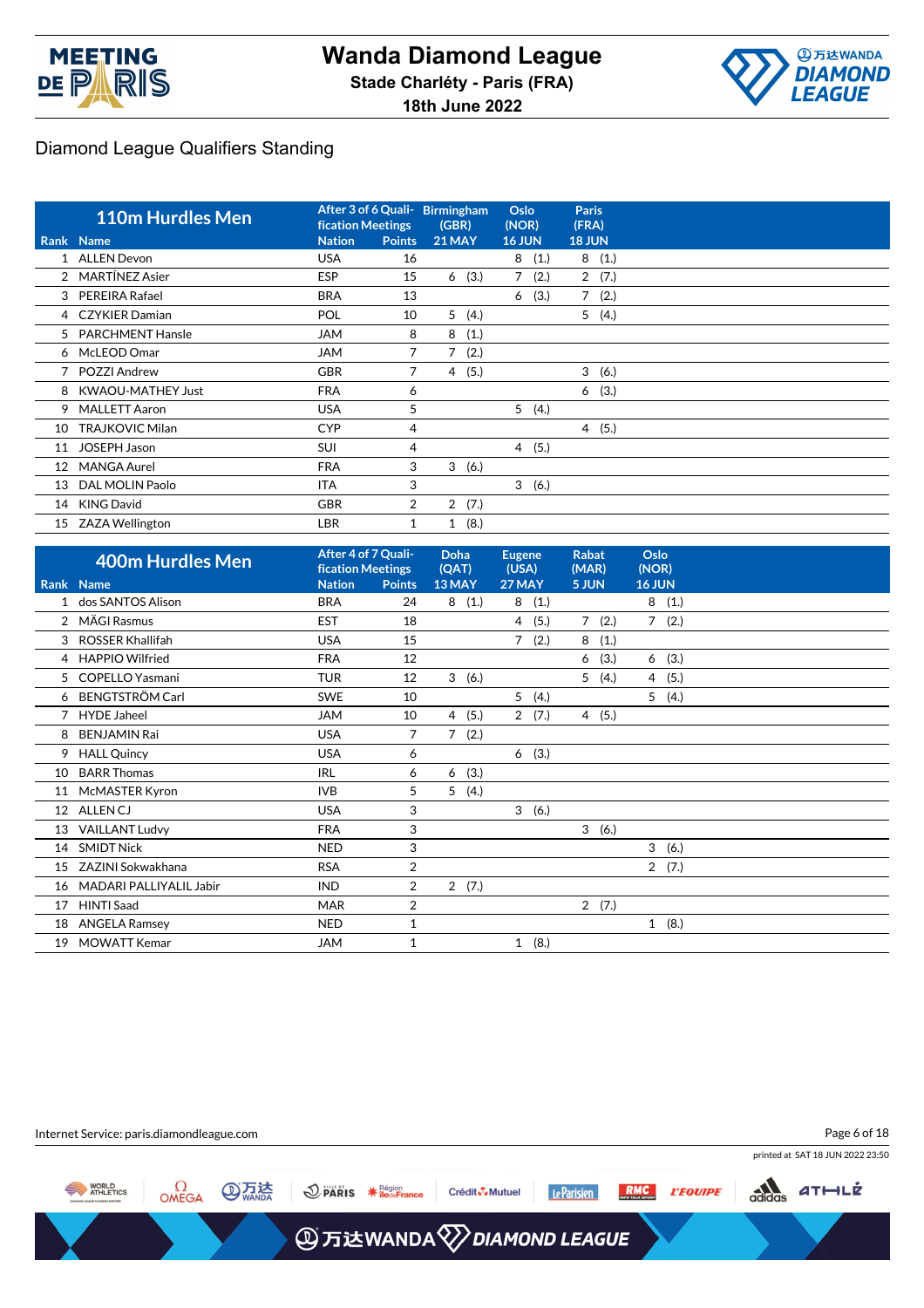# Wanda Diamond League

**Stade Charléty - Paris (FRA)**

**18th June 2022**

## Diamond League Qualifiers Standing

| | 110m Hurdles Men | After 3 of 6 Qualification Meetings | | Birmingham (GBR) | Oslo (NOR) | Paris (FRA) |
|---|---|---|---|---|---|---|
| Rank | Name | Nation | Points | 21 MAY | 16 JUN | 18 JUN |
| 1 | ALLEN Devon | USA | 16 | | 8 (1.) | 8 (1.) |
| 2 | MARTÍNEZ Asier | ESP | 15 | 6 (3.) | 7 (2.) | 2 (7.) |
| 3 | PEREIRA Rafael | BRA | 13 | | 6 (3.) | 7 (2.) |
| 4 | CZYKIER Damian | POL | 10 | 5 (4.) | | 5 (4.) |
| 5 | PARCHMENT Hansle | JAM | 8 | 8 (1.) | | |
| 6 | McLEOD Omar | JAM | 7 | 7 (2.) | | |
| 7 | POZZI Andrew | GBR | 7 | 4 (5.) | | 3 (6.) |
| 8 | KWAOU-MATHEY Just | FRA | 6 | | | 6 (3.) |
| 9 | MALLETT Aaron | USA | 5 | | 5 (4.) | |
| 10 | TRAJKOVIC Milan | CYP | 4 | | | 4 (5.) |
| 11 | JOSEPH Jason | SUI | 4 | | 4 (5.) | |
| 12 | MANGA Aurel | FRA | 3 | 3 (6.) | | |
| 13 | DAL MOLIN Paolo | ITA | 3 | | 3 (6.) | |
| 14 | KING David | GBR | 2 | 2 (7.) | | |
| 15 | ZAZA Wellington | LBR | 1 | 1 (8.) | | |

| | 400m Hurdles Men | After 4 of 7 Qualification Meetings | | Doha (QAT) | Eugene (USA) | Rabat (MAR) | Oslo (NOR) |
|---|---|---|---|---|---|---|---|
| Rank | Name | Nation | Points | 13 MAY | 27 MAY | 5 JUN | 16 JUN |
| 1 | dos SANTOS Alison | BRA | 24 | 8 (1.) | 8 (1.) | | 8 (1.) |
| 2 | MÄGI Rasmus | EST | 18 | | 4 (5.) | 7 (2.) | 7 (2.) |
| 3 | ROSSER Khallifah | USA | 15 | | 7 (2.) | 8 (1.) | |
| 4 | HAPPIO Wilfried | FRA | 12 | | | 6 (3.) | 6 (3.) |
| 5 | COPELLO Yasmani | TUR | 12 | 3 (6.) | | 5 (4.) | 4 (5.) |
| 6 | BENGTSTRÖM Carl | SWE | 10 | | 5 (4.) | | 5 (4.) |
| 7 | HYDE Jaheel | JAM | 10 | 4 (5.) | 2 (7.) | 4 (5.) | |
| 8 | BENJAMIN Rai | USA | 7 | 7 (2.) | | | |
| 9 | HALL Quincy | USA | 6 | | 6 (3.) | | |
| 10 | BARR Thomas | IRL | 6 | 6 (3.) | | | |
| 11 | McMASTER Kyron | IVB | 5 | 5 (4.) | | | |
| 12 | ALLEN CJ | USA | 3 | | 3 (6.) | | |
| 13 | VAILLANT Ludvy | FRA | 3 | | | 3 (6.) | |
| 14 | SMIDT Nick | NED | 3 | | | | 3 (6.) |
| 15 | ZAZINI Sokwakhana | RSA | 2 | | | | 2 (7.) |
| 16 | MADARI PALLIYALIL Jabir | IND | 2 | 2 (7.) | | | |
| 17 | HINTI Saad | MAR | 2 | | | 2 (7.) | |
| 18 | ANGELA Ramsey | NED | 1 | | | | 1 (8.) |
| 19 | MOWATT Kemar | JAM | 1 | | 1 (8.) | | |

Internet Service: paris.diamondleague.com

printed at SAT 18 JUN 2022 23:50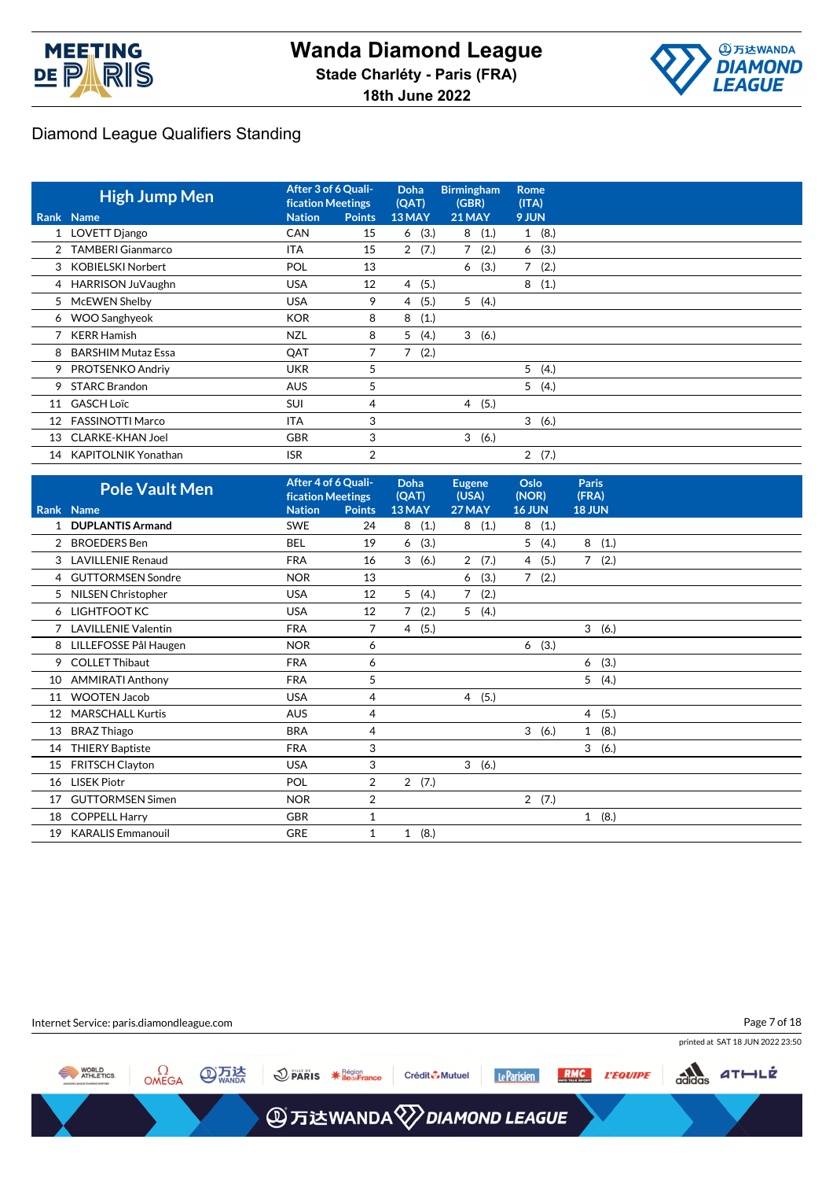# Wanda Diamond League

**Stade Charléty - Paris (FRA)**

**18th June 2022**

## Diamond League Qualifiers Standing

### High Jump Men

| Rank | Name | After 3 of 6 Qualification Meetings Nation | Points | Doha (QAT) 13 MAY | Birmingham (GBR) 21 MAY | Rome (ITA) 9 JUN |
|---|---|---|---|---|---|---|
| 1 | LOVETT Django | CAN | 15 | 6 (3.) | 8 (1.) | 1 (8.) |
| 2 | TAMBERI Gianmarco | ITA | 15 | 2 (7.) | 7 (2.) | 6 (3.) |
| 3 | KOBIELSKI Norbert | POL | 13 | | 6 (3.) | 7 (2.) |
| 4 | HARRISON JuVaughn | USA | 12 | 4 (5.) | | 8 (1.) |
| 5 | McEWEN Shelby | USA | 9 | 4 (5.) | 5 (4.) | |
| 6 | WOO Sanghyeok | KOR | 8 | 8 (1.) | | |
| 7 | KERR Hamish | NZL | 8 | 5 (4.) | 3 (6.) | |
| 8 | BARSHIM Mutaz Essa | QAT | 7 | 7 (2.) | | |
| 9 | PROTSENKO Andriy | UKR | 5 | | | 5 (4.) |
| 9 | STARC Brandon | AUS | 5 | | | 5 (4.) |
| 11 | GASCH Loïc | SUI | 4 | | 4 (5.) | |
| 12 | FASSINOTTI Marco | ITA | 3 | | | 3 (6.) |
| 13 | CLARKE-KHAN Joel | GBR | 3 | | 3 (6.) | |
| 14 | KAPITOLNIK Yonathan | ISR | 2 | | | 2 (7.) |

### Pole Vault Men

| Rank | Name | After 4 of 6 Qualification Meetings Nation | Points | Doha (QAT) 13 MAY | Eugene (USA) 27 MAY | Oslo (NOR) 16 JUN | Paris (FRA) 18 JUN |
|---|---|---|---|---|---|---|---|
| 1 | **DUPLANTIS Armand** | SWE | 24 | 8 (1.) | 8 (1.) | 8 (1.) | |
| 2 | BROEDERS Ben | BEL | 19 | 6 (3.) | | 5 (4.) | 8 (1.) |
| 3 | LAVILLENIE Renaud | FRA | 16 | 3 (6.) | 2 (7.) | 4 (5.) | 7 (2.) |
| 4 | GUTTORMSEN Sondre | NOR | 13 | | 6 (3.) | 7 (2.) | |
| 5 | NILSEN Christopher | USA | 12 | 5 (4.) | 7 (2.) | | |
| 6 | LIGHTFOOT KC | USA | 12 | 7 (2.) | 5 (4.) | | |
| 7 | LAVILLENIE Valentin | FRA | 7 | 4 (5.) | | | 3 (6.) |
| 8 | LILLEFOSSE Pål Haugen | NOR | 6 | | | 6 (3.) | |
| 9 | COLLET Thibaut | FRA | 6 | | | | 6 (3.) |
| 10 | AMMIRATI Anthony | FRA | 5 | | | | 5 (4.) |
| 11 | WOOTEN Jacob | USA | 4 | | 4 (5.) | | |
| 12 | MARSCHALL Kurtis | AUS | 4 | | | | 4 (5.) |
| 13 | BRAZ Thiago | BRA | 4 | | | 3 (6.) | 1 (8.) |
| 14 | THIERY Baptiste | FRA | 3 | | | | 3 (6.) |
| 15 | FRITSCH Clayton | USA | 3 | | 3 (6.) | | |
| 16 | LISEK Piotr | POL | 2 | 2 (7.) | | | |
| 17 | GUTTORMSEN Simen | NOR | 2 | | | 2 (7.) | |
| 18 | COPPELL Harry | GBR | 1 | | | | 1 (8.) |
| 19 | KARALIS Emmanouil | GRE | 1 | 1 (8.) | | | |

Internet Service: paris.diamondleague.com

printed at SAT 18 JUN 2022 23:50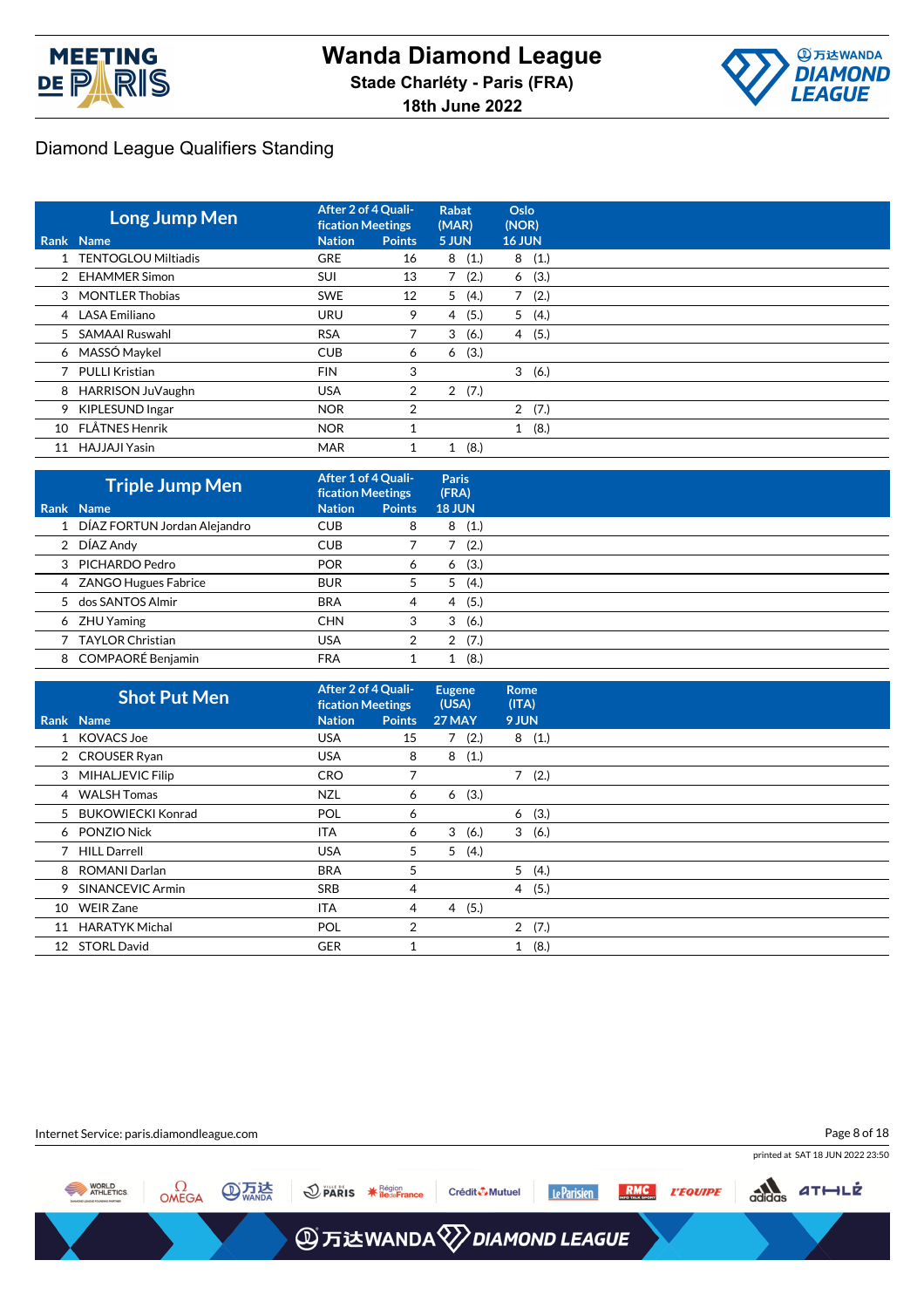# Wanda Diamond League

**Stade Charléty - Paris (FRA)**

**18th June 2022**

## Diamond League Qualifiers Standing

### Long Jump Men

| Rank | Name | Nation | Points | Rabat (MAR) 5 JUN | Oslo (NOR) 16 JUN |
|---|---|---|---|---|---|
| | | After 2 of 4 Qualification Meetings | | | |
| 1 | TENTOGLOU Miltiadis | GRE | 16 | 8 (1.) | 8 (1.) |
| 2 | EHAMMER Simon | SUI | 13 | 7 (2.) | 6 (3.) |
| 3 | MONTLER Thobias | SWE | 12 | 5 (4.) | 7 (2.) |
| 4 | LASA Emiliano | URU | 9 | 4 (5.) | 5 (4.) |
| 5 | SAMAAI Ruswahl | RSA | 7 | 3 (6.) | 4 (5.) |
| 6 | MASSÓ Maykel | CUB | 6 | 6 (3.) | |
| 7 | PULLI Kristian | FIN | 3 | | 3 (6.) |
| 8 | HARRISON JuVaughn | USA | 2 | 2 (7.) | |
| 9 | KIPLESUND Ingar | NOR | 2 | | 2 (7.) |
| 10 | FLÅTNES Henrik | NOR | 1 | | 1 (8.) |
| 11 | HAJJAJI Yasin | MAR | 1 | 1 (8.) | |

### Triple Jump Men

| Rank | Name | Nation | Points | Paris (FRA) 18 JUN |
|---|---|---|---|---|
| | | After 1 of 4 Qualification Meetings | | |
| 1 | DÍAZ FORTUN Jordan Alejandro | CUB | 8 | 8 (1.) |
| 2 | DÍAZ Andy | CUB | 7 | 7 (2.) |
| 3 | PICHARDO Pedro | POR | 6 | 6 (3.) |
| 4 | ZANGO Hugues Fabrice | BUR | 5 | 5 (4.) |
| 5 | dos SANTOS Almir | BRA | 4 | 4 (5.) |
| 6 | ZHU Yaming | CHN | 3 | 3 (6.) |
| 7 | TAYLOR Christian | USA | 2 | 2 (7.) |
| 8 | COMPAORÉ Benjamin | FRA | 1 | 1 (8.) |

### Shot Put Men

| Rank | Name | Nation | Points | Eugene (USA) 27 MAY | Rome (ITA) 9 JUN |
|---|---|---|---|---|---|
| | | After 2 of 4 Qualification Meetings | | | |
| 1 | KOVACS Joe | USA | 15 | 7 (2.) | 8 (1.) |
| 2 | CROUSER Ryan | USA | 8 | 8 (1.) | |
| 3 | MIHALJEVIC Filip | CRO | 7 | | 7 (2.) |
| 4 | WALSH Tomas | NZL | 6 | 6 (3.) | |
| 5 | BUKOWIECKI Konrad | POL | 6 | | 6 (3.) |
| 6 | PONZIO Nick | ITA | 6 | 3 (6.) | 3 (6.) |
| 7 | HILL Darrell | USA | 5 | 5 (4.) | |
| 8 | ROMANI Darlan | BRA | 5 | | 5 (4.) |
| 9 | SINANCEVIC Armin | SRB | 4 | | 4 (5.) |
| 10 | WEIR Zane | ITA | 4 | 4 (5.) | |
| 11 | HARATYK Michal | POL | 2 | | 2 (7.) |
| 12 | STORL David | GER | 1 | | 1 (8.) |

Internet Service: paris.diamondleague.com

printed at SAT 18 JUN 2022 23:50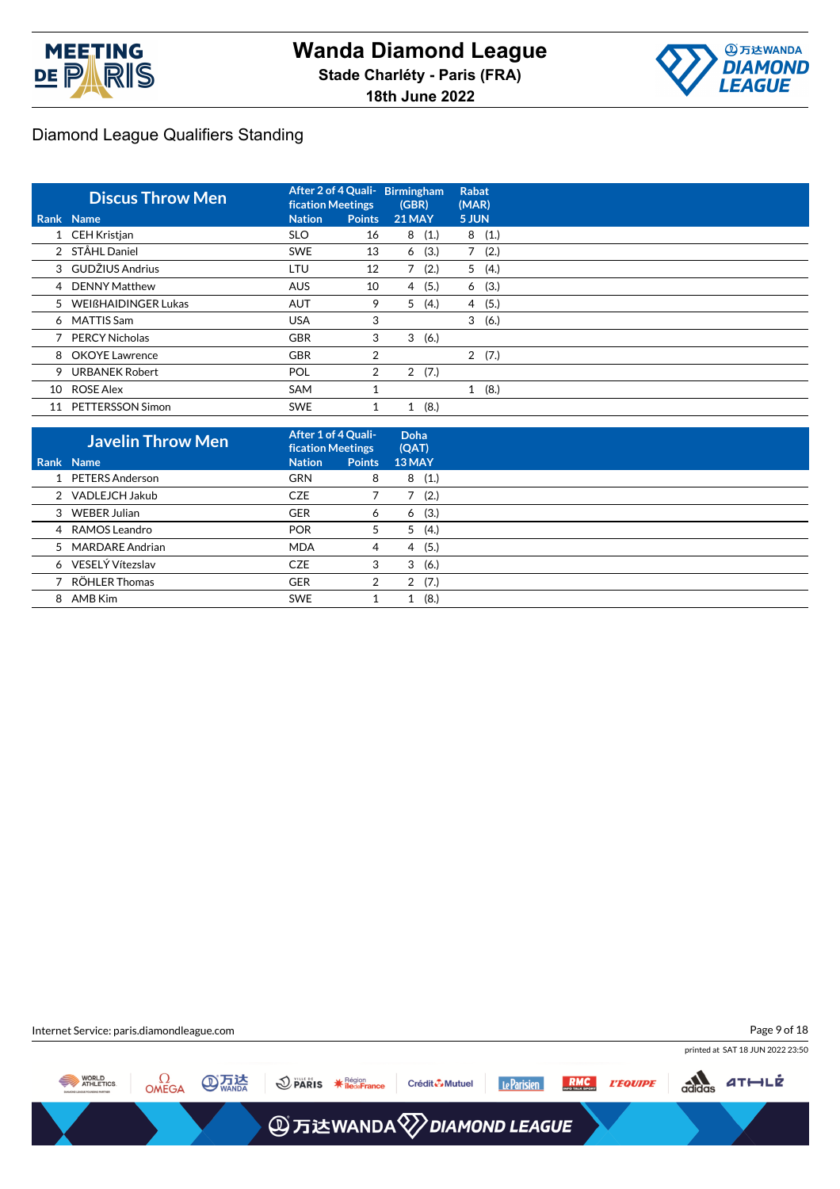# Wanda Diamond League

**Stade Charléty - Paris (FRA)**

**18th June 2022**

## Diamond League Qualifiers Standing

### Discus Throw Men

| Rank | Name | Nation | Points (After 2 of 4 Qualification Meetings) | Birmingham (GBR) 21 MAY | Rabat (MAR) 5 JUN |
|---|---|---|---|---|---|
| 1 | CEH Kristjan | SLO | 16 | 8 (1.) | 8 (1.) |
| 2 | STÅHL Daniel | SWE | 13 | 6 (3.) | 7 (2.) |
| 3 | GUDŽIUS Andrius | LTU | 12 | 7 (2.) | 5 (4.) |
| 4 | DENNY Matthew | AUS | 10 | 4 (5.) | 6 (3.) |
| 5 | WEIßHAIDINGER Lukas | AUT | 9 | 5 (4.) | 4 (5.) |
| 6 | MATTIS Sam | USA | 3 | | 3 (6.) |
| 7 | PERCY Nicholas | GBR | 3 | 3 (6.) | |
| 8 | OKOYE Lawrence | GBR | 2 | | 2 (7.) |
| 9 | URBANEK Robert | POL | 2 | 2 (7.) | |
| 10 | ROSE Alex | SAM | 1 | | 1 (8.) |
| 11 | PETTERSSON Simon | SWE | 1 | 1 (8.) | |

### Javelin Throw Men

| Rank | Name | Nation | Points (After 1 of 4 Qualification Meetings) | Doha (QAT) 13 MAY |
|---|---|---|---|---|
| 1 | PETERS Anderson | GRN | 8 | 8 (1.) |
| 2 | VADLEJCH Jakub | CZE | 7 | 7 (2.) |
| 3 | WEBER Julian | GER | 6 | 6 (3.) |
| 4 | RAMOS Leandro | POR | 5 | 5 (4.) |
| 5 | MARDARE Andrian | MDA | 4 | 4 (5.) |
| 6 | VESELÝ Vítezslav | CZE | 3 | 3 (6.) |
| 7 | RÖHLER Thomas | GER | 2 | 2 (7.) |
| 8 | AMB Kim | SWE | 1 | 1 (8.) |

Internet Service: paris.diamondleague.com

printed at SAT 18 JUN 2022 23:50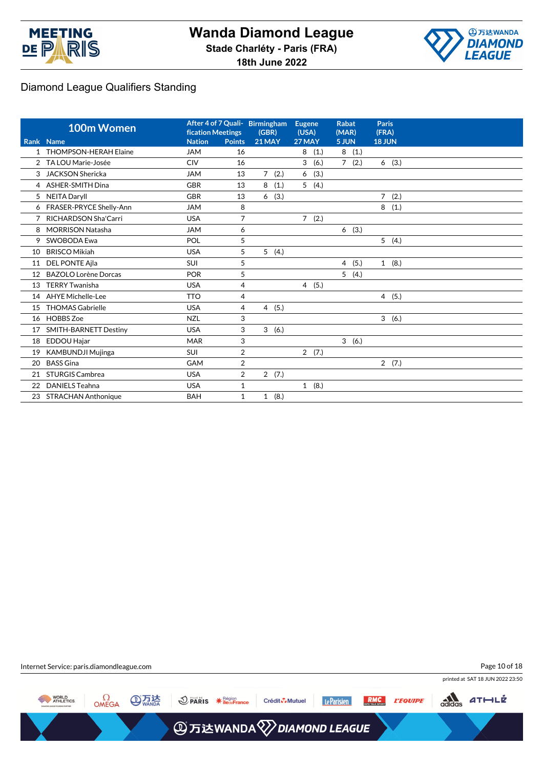# Wanda Diamond League

**Stade Charléty - Paris (FRA)**

**18th June 2022**

## Diamond League Qualifiers Standing

| Rank | 100m Women<br>Name | After 4 of 7 Qualification Meetings<br>Nation | <br>Points | Birmingham (GBR)<br>21 MAY | Eugene (USA)<br>27 MAY | Rabat (MAR)<br>5 JUN | Paris (FRA)<br>18 JUN |
|---|---|---|---|---|---|---|---|
| 1 | THOMPSON-HERAH Elaine | JAM | 16 | | 8 (1.) | 8 (1.) | |
| 2 | TA LOU Marie-Josée | CIV | 16 | | 3 (6.) | 7 (2.) | 6 (3.) |
| 3 | JACKSON Shericka | JAM | 13 | 7 (2.) | 6 (3.) | | |
| 4 | ASHER-SMITH Dina | GBR | 13 | 8 (1.) | 5 (4.) | | |
| 5 | NEITA Daryll | GBR | 13 | 6 (3.) | | | 7 (2.) |
| 6 | FRASER-PRYCE Shelly-Ann | JAM | 8 | | | | 8 (1.) |
| 7 | RICHARDSON Sha'Carri | USA | 7 | | 7 (2.) | | |
| 8 | MORRISON Natasha | JAM | 6 | | | 6 (3.) | |
| 9 | SWOBODA Ewa | POL | 5 | | | | 5 (4.) |
| 10 | BRISCO Mikiah | USA | 5 | 5 (4.) | | | |
| 11 | DEL PONTE Ajla | SUI | 5 | | | 4 (5.) | 1 (8.) |
| 12 | BAZOLO Lorène Dorcas | POR | 5 | | | 5 (4.) | |
| 13 | TERRY Twanisha | USA | 4 | | 4 (5.) | | |
| 14 | AHYE Michelle-Lee | TTO | 4 | | | | 4 (5.) |
| 15 | THOMAS Gabrielle | USA | 4 | 4 (5.) | | | |
| 16 | HOBBS Zoe | NZL | 3 | | | | 3 (6.) |
| 17 | SMITH-BARNETT Destiny | USA | 3 | 3 (6.) | | | |
| 18 | EDDOU Hajar | MAR | 3 | | | 3 (6.) | |
| 19 | KAMBUNDJI Mujinga | SUI | 2 | | 2 (7.) | | |
| 20 | BASS Gina | GAM | 2 | | | | 2 (7.) |
| 21 | STURGIS Cambrea | USA | 2 | 2 (7.) | | | |
| 22 | DANIELS Teahna | USA | 1 | | 1 (8.) | | |
| 23 | STRACHAN Anthonique | BAH | 1 | 1 (8.) | | | |

Internet Service: paris.diamondleague.com

printed at SAT 18 JUN 2022 23:50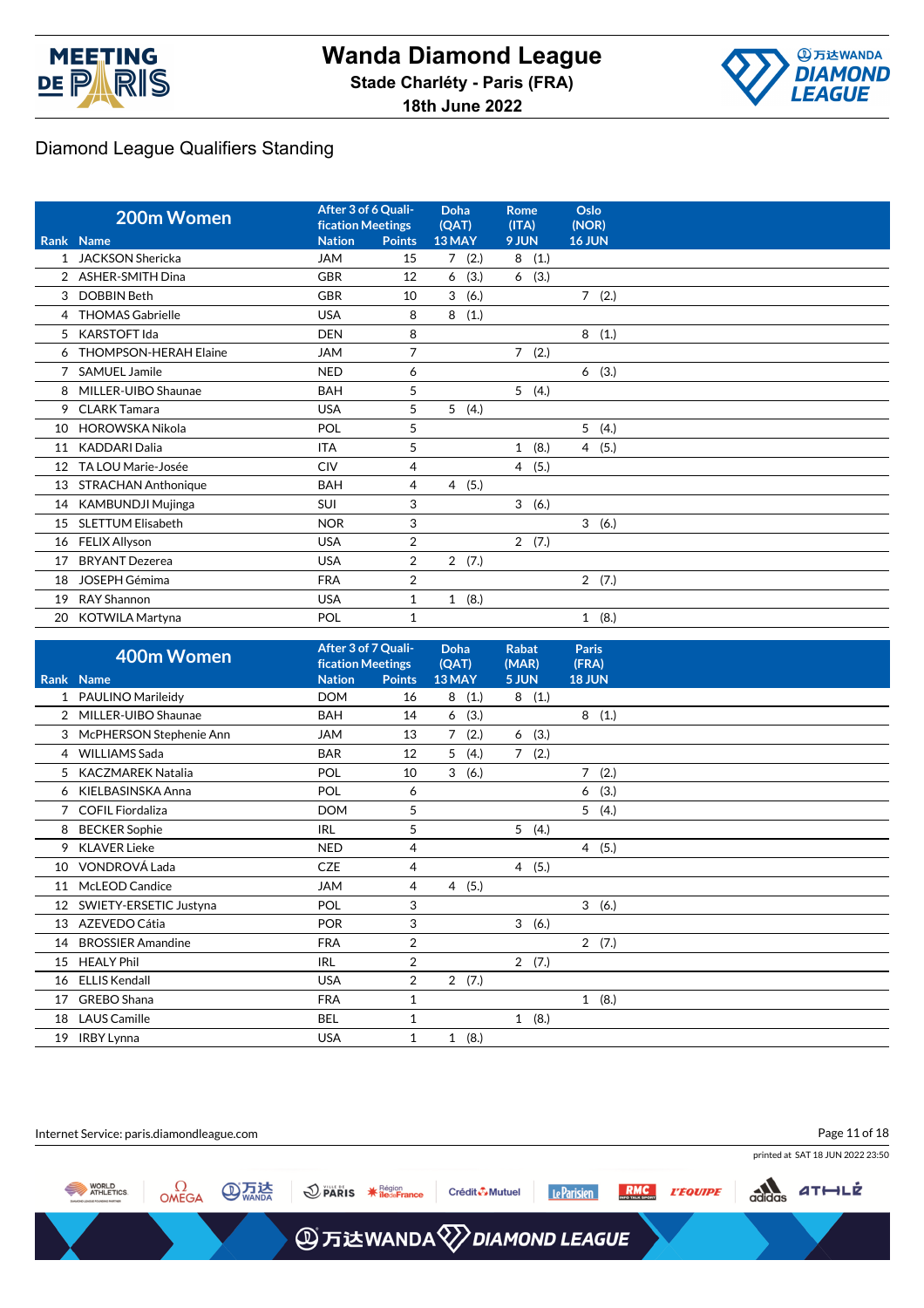# Wanda Diamond League

**Stade Charléty - Paris (FRA)**

**18th June 2022**

## Diamond League Qualifiers Standing

### 200m Women

| Rank | Name | Nation | Points (After 3 of 6 Qualification Meetings) | Doha (QAT) 13 MAY | Rome (ITA) 9 JUN | Oslo (NOR) 16 JUN |
|---|---|---|---|---|---|---|
| 1 | JACKSON Shericka | JAM | 15 | 7 (2.) | 8 (1.) | |
| 2 | ASHER-SMITH Dina | GBR | 12 | 6 (3.) | 6 (3.) | |
| 3 | DOBBIN Beth | GBR | 10 | 3 (6.) | | 7 (2.) |
| 4 | THOMAS Gabrielle | USA | 8 | 8 (1.) | | |
| 5 | KARSTOFT Ida | DEN | 8 | | | 8 (1.) |
| 6 | THOMPSON-HERAH Elaine | JAM | 7 | | 7 (2.) | |
| 7 | SAMUEL Jamile | NED | 6 | | | 6 (3.) |
| 8 | MILLER-UIBO Shaunae | BAH | 5 | | 5 (4.) | |
| 9 | CLARK Tamara | USA | 5 | 5 (4.) | | |
| 10 | HOROWSKA Nikola | POL | 5 | | | 5 (4.) |
| 11 | KADDARI Dalia | ITA | 5 | | 1 (8.) | 4 (5.) |
| 12 | TA LOU Marie-Josée | CIV | 4 | | 4 (5.) | |
| 13 | STRACHAN Anthonique | BAH | 4 | 4 (5.) | | |
| 14 | KAMBUNDJI Mujinga | SUI | 3 | | 3 (6.) | |
| 15 | SLETTUM Elisabeth | NOR | 3 | | | 3 (6.) |
| 16 | FELIX Allyson | USA | 2 | | 2 (7.) | |
| 17 | BRYANT Dezerea | USA | 2 | 2 (7.) | | |
| 18 | JOSEPH Gémima | FRA | 2 | | | 2 (7.) |
| 19 | RAY Shannon | USA | 1 | 1 (8.) | | |
| 20 | KOTWILA Martyna | POL | 1 | | | 1 (8.) |

### 400m Women

| Rank | Name | Nation | Points (After 3 of 7 Qualification Meetings) | Doha (QAT) 13 MAY | Rabat (MAR) 5 JUN | Paris (FRA) 18 JUN |
|---|---|---|---|---|---|---|
| 1 | PAULINO Marileidy | DOM | 16 | 8 (1.) | 8 (1.) | |
| 2 | MILLER-UIBO Shaunae | BAH | 14 | 6 (3.) | | 8 (1.) |
| 3 | McPHERSON Stephenie Ann | JAM | 13 | 7 (2.) | 6 (3.) | |
| 4 | WILLIAMS Sada | BAR | 12 | 5 (4.) | 7 (2.) | |
| 5 | KACZMAREK Natalia | POL | 10 | 3 (6.) | | 7 (2.) |
| 6 | KIELBASINSKA Anna | POL | 6 | | | 6 (3.) |
| 7 | COFIL Fiordaliza | DOM | 5 | | | 5 (4.) |
| 8 | BECKER Sophie | IRL | 5 | | 5 (4.) | |
| 9 | KLAVER Lieke | NED | 4 | | | 4 (5.) |
| 10 | VONDROVÁ Lada | CZE | 4 | | 4 (5.) | |
| 11 | McLEOD Candice | JAM | 4 | 4 (5.) | | |
| 12 | SWIETY-ERSETIC Justyna | POL | 3 | | | 3 (6.) |
| 13 | AZEVEDO Cátia | POR | 3 | | 3 (6.) | |
| 14 | BROSSIER Amandine | FRA | 2 | | | 2 (7.) |
| 15 | HEALY Phil | IRL | 2 | | 2 (7.) | |
| 16 | ELLIS Kendall | USA | 2 | 2 (7.) | | |
| 17 | GREBO Shana | FRA | 1 | | | 1 (8.) |
| 18 | LAUS Camille | BEL | 1 | | 1 (8.) | |
| 19 | IRBY Lynna | USA | 1 | 1 (8.) | | |

Internet Service: paris.diamondleague.com

printed at SAT 18 JUN 2022 23:50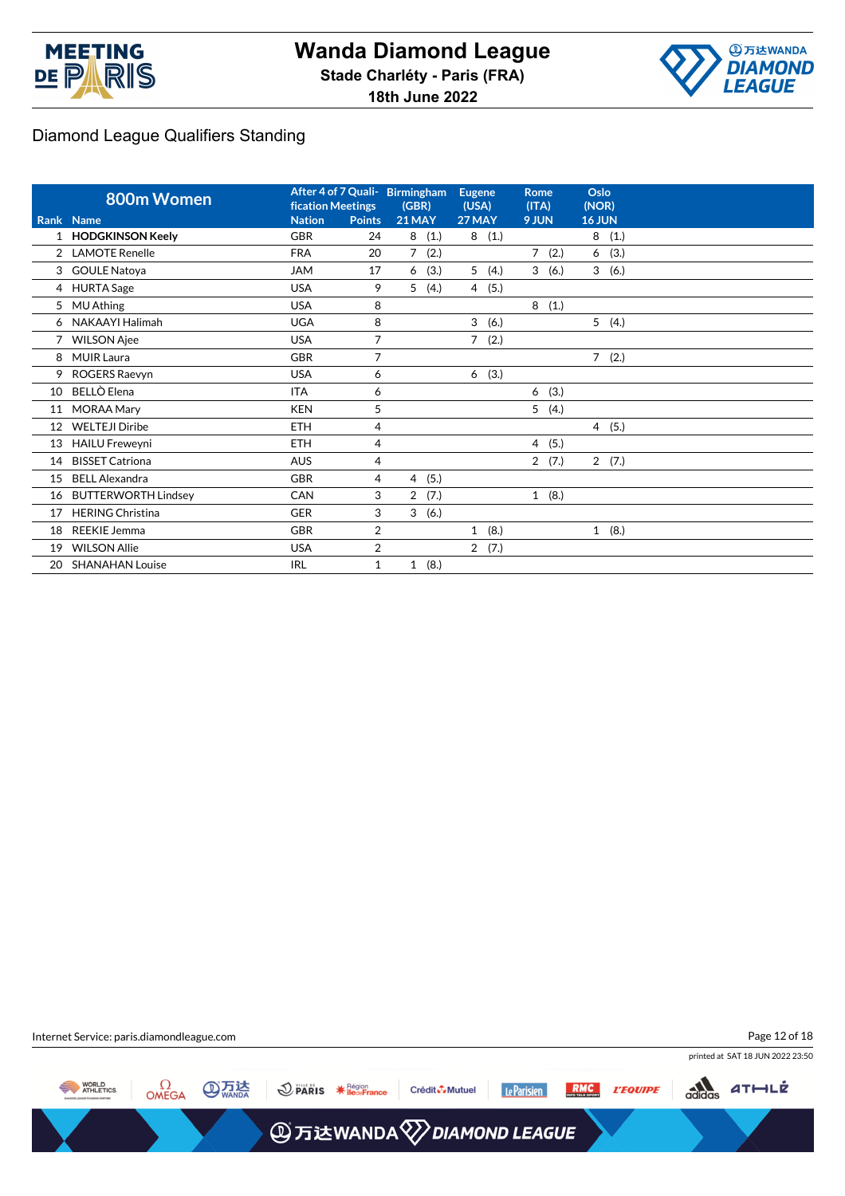# Wanda Diamond League

**Stade Charléty - Paris (FRA)**

**18th June 2022**

## Diamond League Qualifiers Standing

| 800m Women | | After 4 of 7 Qualification Meetings | | Birmingham (GBR) | Eugene (USA) | Rome (ITA) | Oslo (NOR) |
|---|---|---|---|---|---|---|---|
| Rank | Name | Nation | Points | 21 MAY | 27 MAY | 9 JUN | 16 JUN |
| 1 | **HODGKINSON Keely** | GBR | 24 | 8 (1.) | 8 (1.) | | 8 (1.) |
| 2 | LAMOTE Renelle | FRA | 20 | 7 (2.) | | 7 (2.) | 6 (3.) |
| 3 | GOULE Natoya | JAM | 17 | 6 (3.) | 5 (4.) | 3 (6.) | 3 (6.) |
| 4 | HURTA Sage | USA | 9 | 5 (4.) | 4 (5.) | | |
| 5 | MU Athing | USA | 8 | | | 8 (1.) | |
| 6 | NAKAAYI Halimah | UGA | 8 | | 3 (6.) | | 5 (4.) |
| 7 | WILSON Ajee | USA | 7 | | 7 (2.) | | |
| 8 | MUIR Laura | GBR | 7 | | | | 7 (2.) |
| 9 | ROGERS Raevyn | USA | 6 | | 6 (3.) | | |
| 10 | BELLÒ Elena | ITA | 6 | | | 6 (3.) | |
| 11 | MORAA Mary | KEN | 5 | | | 5 (4.) | |
| 12 | WELTEJI Diribe | ETH | 4 | | | | 4 (5.) |
| 13 | HAILU Freweyni | ETH | 4 | | | 4 (5.) | |
| 14 | BISSET Catriona | AUS | 4 | | | 2 (7.) | 2 (7.) |
| 15 | BELL Alexandra | GBR | 4 | 4 (5.) | | | |
| 16 | BUTTERWORTH Lindsey | CAN | 3 | 2 (7.) | | 1 (8.) | |
| 17 | HERING Christina | GER | 3 | 3 (6.) | | | |
| 18 | REEKIE Jemma | GBR | 2 | | 1 (8.) | | 1 (8.) |
| 19 | WILSON Allie | USA | 2 | | 2 (7.) | | |
| 20 | SHANAHAN Louise | IRL | 1 | 1 (8.) | | | |

Internet Service: paris.diamondleague.com

printed at SAT 18 JUN 2022 23:50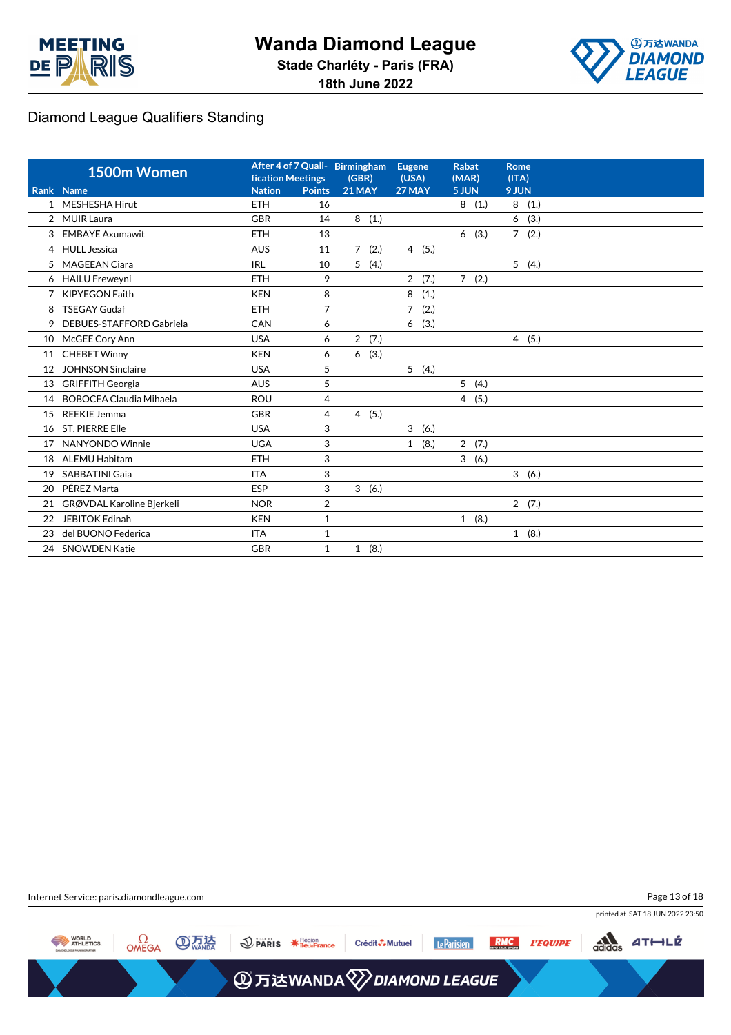# Wanda Diamond League

**Stade Charléty - Paris (FRA)**

**18th June 2022**

## Diamond League Qualifiers Standing

| 1500m Women | | After 4 of 7 Qualification Meetings | | Birmingham (GBR) | Eugene (USA) | Rabat (MAR) | Rome (ITA) |
|---|---|---|---|---|---|---|---|
| Rank | Name | Nation | Points | 21 MAY | 27 MAY | 5 JUN | 9 JUN |
| 1 | MESHESHA Hirut | ETH | 16 | | | 8 (1.) | 8 (1.) |
| 2 | MUIR Laura | GBR | 14 | 8 (1.) | | | 6 (3.) |
| 3 | EMBAYE Axumawit | ETH | 13 | | | 6 (3.) | 7 (2.) |
| 4 | HULL Jessica | AUS | 11 | 7 (2.) | 4 (5.) | | |
| 5 | MAGEEAN Ciara | IRL | 10 | 5 (4.) | | | 5 (4.) |
| 6 | HAILU Freweyni | ETH | 9 | | 2 (7.) | 7 (2.) | |
| 7 | KIPYEGON Faith | KEN | 8 | | 8 (1.) | | |
| 8 | TSEGAY Gudaf | ETH | 7 | | 7 (2.) | | |
| 9 | DEBUES-STAFFORD Gabriela | CAN | 6 | | 6 (3.) | | |
| 10 | McGEE Cory Ann | USA | 6 | 2 (7.) | | | 4 (5.) |
| 11 | CHEBET Winny | KEN | 6 | 6 (3.) | | | |
| 12 | JOHNSON Sinclaire | USA | 5 | | 5 (4.) | | |
| 13 | GRIFFITH Georgia | AUS | 5 | | | 5 (4.) | |
| 14 | BOBOCEA Claudia Mihaela | ROU | 4 | | | 4 (5.) | |
| 15 | REEKIE Jemma | GBR | 4 | 4 (5.) | | | |
| 16 | ST. PIERRE Elle | USA | 3 | | 3 (6.) | | |
| 17 | NANYONDO Winnie | UGA | 3 | | 1 (8.) | 2 (7.) | |
| 18 | ALEMU Habitam | ETH | 3 | | | 3 (6.) | |
| 19 | SABBATINI Gaia | ITA | 3 | | | | 3 (6.) |
| 20 | PÉREZ Marta | ESP | 3 | 3 (6.) | | | |
| 21 | GRØVDAL Karoline Bjerkeli | NOR | 2 | | | | 2 (7.) |
| 22 | JEBITOK Edinah | KEN | 1 | | | 1 (8.) | |
| 23 | del BUONO Federica | ITA | 1 | | | | 1 (8.) |
| 24 | SNOWDEN Katie | GBR | 1 | 1 (8.) | | | |

Internet Service: paris.diamondleague.com

printed at SAT 18 JUN 2022 23:50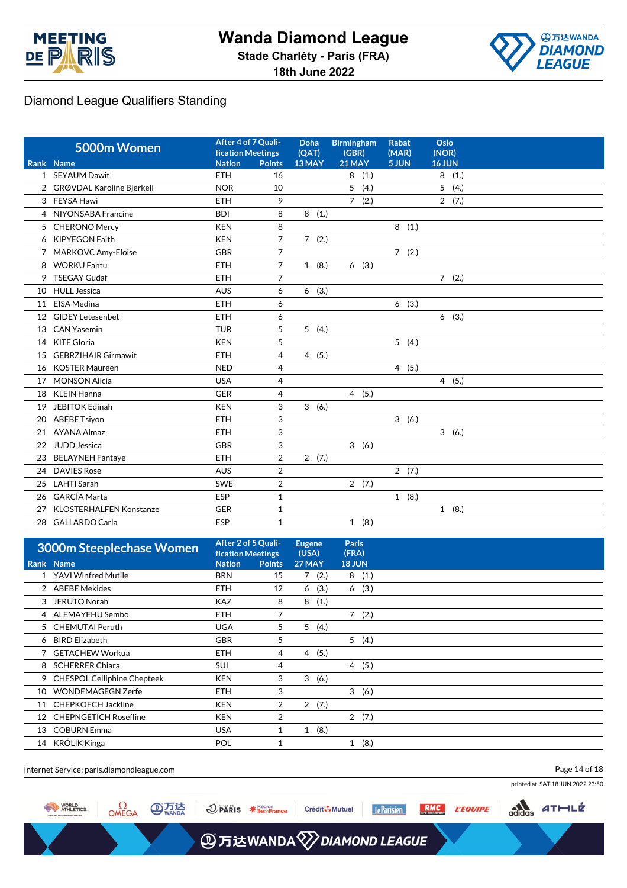# Wanda Diamond League

**Stade Charléty - Paris (FRA)**

**18th June 2022**

## Diamond League Qualifiers Standing

| Rank | 5000m Women Name | After 4 of 7 Qualification Meetings Nation | Points | Doha (QAT) 13 MAY | Birmingham (GBR) 21 MAY | Rabat (MAR) 5 JUN | Oslo (NOR) 16 JUN |
|---|---|---|---|---|---|---|---|
| 1 | SEYAUM Dawit | ETH | 16 | | 8 (1.) | | 8 (1.) |
| 2 | GRØVDAL Karoline Bjerkeli | NOR | 10 | | 5 (4.) | | 5 (4.) |
| 3 | FEYSA Hawi | ETH | 9 | | 7 (2.) | | 2 (7.) |
| 4 | NIYONSABA Francine | BDI | 8 | 8 (1.) | | | |
| 5 | CHERONO Mercy | KEN | 8 | | | 8 (1.) | |
| 6 | KIPYEGON Faith | KEN | 7 | 7 (2.) | | | |
| 7 | MARKOVC Amy-Eloise | GBR | 7 | | | 7 (2.) | |
| 8 | WORKU Fantu | ETH | 7 | 1 (8.) | 6 (3.) | | |
| 9 | TSEGAY Gudaf | ETH | 7 | | | | 7 (2.) |
| 10 | HULL Jessica | AUS | 6 | 6 (3.) | | | |
| 11 | EISA Medina | ETH | 6 | | | 6 (3.) | |
| 12 | GIDEY Letesenbet | ETH | 6 | | | | 6 (3.) |
| 13 | CAN Yasemin | TUR | 5 | 5 (4.) | | | |
| 14 | KITE Gloria | KEN | 5 | | | 5 (4.) | |
| 15 | GEBRZIHAIR Girmawit | ETH | 4 | 4 (5.) | | | |
| 16 | KOSTER Maureen | NED | 4 | | | 4 (5.) | |
| 17 | MONSON Alicia | USA | 4 | | | | 4 (5.) |
| 18 | KLEIN Hanna | GER | 4 | | 4 (5.) | | |
| 19 | JEBITOK Edinah | KEN | 3 | 3 (6.) | | | |
| 20 | ABEBE Tsiyon | ETH | 3 | | | 3 (6.) | |
| 21 | AYANA Almaz | ETH | 3 | | | | 3 (6.) |
| 22 | JUDD Jessica | GBR | 3 | | 3 (6.) | | |
| 23 | BELAYNEH Fantaye | ETH | 2 | 2 (7.) | | | |
| 24 | DAVIES Rose | AUS | 2 | | | 2 (7.) | |
| 25 | LAHTI Sarah | SWE | 2 | | 2 (7.) | | |
| 26 | GARCÍA Marta | ESP | 1 | | | 1 (8.) | |
| 27 | KLOSTERHALFEN Konstanze | GER | 1 | | | | 1 (8.) |
| 28 | GALLARDO Carla | ESP | 1 | | 1 (8.) | | |

| Rank | 3000m Steeplechase Women Name | After 2 of 5 Qualification Meetings Nation | Points | Eugene (USA) 27 MAY | Paris (FRA) 18 JUN |
|---|---|---|---|---|---|
| 1 | YAVI Winfred Mutile | BRN | 15 | 7 (2.) | 8 (1.) |
| 2 | ABEBE Mekides | ETH | 12 | 6 (3.) | 6 (3.) |
| 3 | JERUTO Norah | KAZ | 8 | 8 (1.) | |
| 4 | ALEMAYEHU Sembo | ETH | 7 | | 7 (2.) |
| 5 | CHEMUTAI Peruth | UGA | 5 | 5 (4.) | |
| 6 | BIRD Elizabeth | GBR | 5 | | 5 (4.) |
| 7 | GETACHEW Workua | ETH | 4 | 4 (5.) | |
| 8 | SCHERRER Chiara | SUI | 4 | | 4 (5.) |
| 9 | CHESPOL Celliphine Chepteek | KEN | 3 | 3 (6.) | |
| 10 | WONDEMAGEGN Zerfe | ETH | 3 | | 3 (6.) |
| 11 | CHEPKOECH Jackline | KEN | 2 | 2 (7.) | |
| 12 | CHEPNGETICH Rosefline | KEN | 2 | | 2 (7.) |
| 13 | COBURN Emma | USA | 1 | 1 (8.) | |
| 14 | KRÓLIK Kinga | POL | 1 | | 1 (8.) |

Internet Service: paris.diamondleague.com

printed at SAT 18 JUN 2022 23:50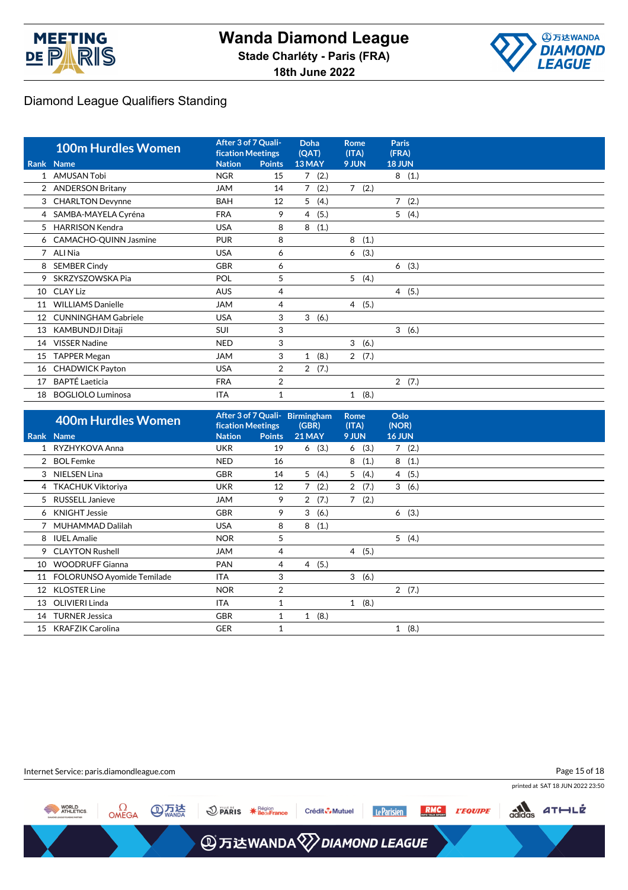# Wanda Diamond League

Stade Charléty - Paris (FRA)

18th June 2022

## Diamond League Qualifiers Standing

| 100m Hurdles Women | | After 3 of 7 Qualification Meetings | | Doha (QAT) | Rome (ITA) | Paris (FRA) |
|---|---|---|---|---|---|---|
| Rank | Name | Nation | Points | 13 MAY | 9 JUN | 18 JUN |
| 1 | AMUSAN Tobi | NGR | 15 | 7 (2.) | | 8 (1.) |
| 2 | ANDERSON Britany | JAM | 14 | 7 (2.) | 7 (2.) | |
| 3 | CHARLTON Devynne | BAH | 12 | 5 (4.) | | 7 (2.) |
| 4 | SAMBA-MAYELA Cyréna | FRA | 9 | 4 (5.) | | 5 (4.) |
| 5 | HARRISON Kendra | USA | 8 | 8 (1.) | | |
| 6 | CAMACHO-QUINN Jasmine | PUR | 8 | | 8 (1.) | |
| 7 | ALI Nia | USA | 6 | | 6 (3.) | |
| 8 | SEMBER Cindy | GBR | 6 | | | 6 (3.) |
| 9 | SKRZYSZOWSKA Pia | POL | 5 | | 5 (4.) | |
| 10 | CLAY Liz | AUS | 4 | | | 4 (5.) |
| 11 | WILLIAMS Danielle | JAM | 4 | | 4 (5.) | |
| 12 | CUNNINGHAM Gabriele | USA | 3 | 3 (6.) | | |
| 13 | KAMBUNDJI Ditaji | SUI | 3 | | | 3 (6.) |
| 14 | VISSER Nadine | NED | 3 | | 3 (6.) | |
| 15 | TAPPER Megan | JAM | 3 | 1 (8.) | 2 (7.) | |
| 16 | CHADWICK Payton | USA | 2 | 2 (7.) | | |
| 17 | BAPTÉ Laeticia | FRA | 2 | | | 2 (7.) |
| 18 | BOGLIOLO Luminosa | ITA | 1 | | 1 (8.) | |

| 400m Hurdles Women | | After 3 of 7 Qualification Meetings | | Birmingham (GBR) | Rome (ITA) | Oslo (NOR) |
|---|---|---|---|---|---|---|
| Rank | Name | Nation | Points | 21 MAY | 9 JUN | 16 JUN |
| 1 | RYZHYKOVA Anna | UKR | 19 | 6 (3.) | 6 (3.) | 7 (2.) |
| 2 | BOL Femke | NED | 16 | | 8 (1.) | 8 (1.) |
| 3 | NIELSEN Lina | GBR | 14 | 5 (4.) | 5 (4.) | 4 (5.) |
| 4 | TKACHUK Viktoriya | UKR | 12 | 7 (2.) | 2 (7.) | 3 (6.) |
| 5 | RUSSELL Janieve | JAM | 9 | 2 (7.) | 7 (2.) | |
| 6 | KNIGHT Jessie | GBR | 9 | 3 (6.) | | 6 (3.) |
| 7 | MUHAMMAD Dalilah | USA | 8 | 8 (1.) | | |
| 8 | IUEL Amalie | NOR | 5 | | | 5 (4.) |
| 9 | CLAYTON Rushell | JAM | 4 | | 4 (5.) | |
| 10 | WOODRUFF Gianna | PAN | 4 | 4 (5.) | | |
| 11 | FOLORUNSO Ayomide Temilade | ITA | 3 | | 3 (6.) | |
| 12 | KLOSTER Line | NOR | 2 | | | 2 (7.) |
| 13 | OLIVIERI Linda | ITA | 1 | | 1 (8.) | |
| 14 | TURNER Jessica | GBR | 1 | 1 (8.) | | |
| 15 | KRAFZIK Carolina | GER | 1 | | | 1 (8.) |

Internet Service: paris.diamondleague.com

printed at SAT 18 JUN 2022 23:50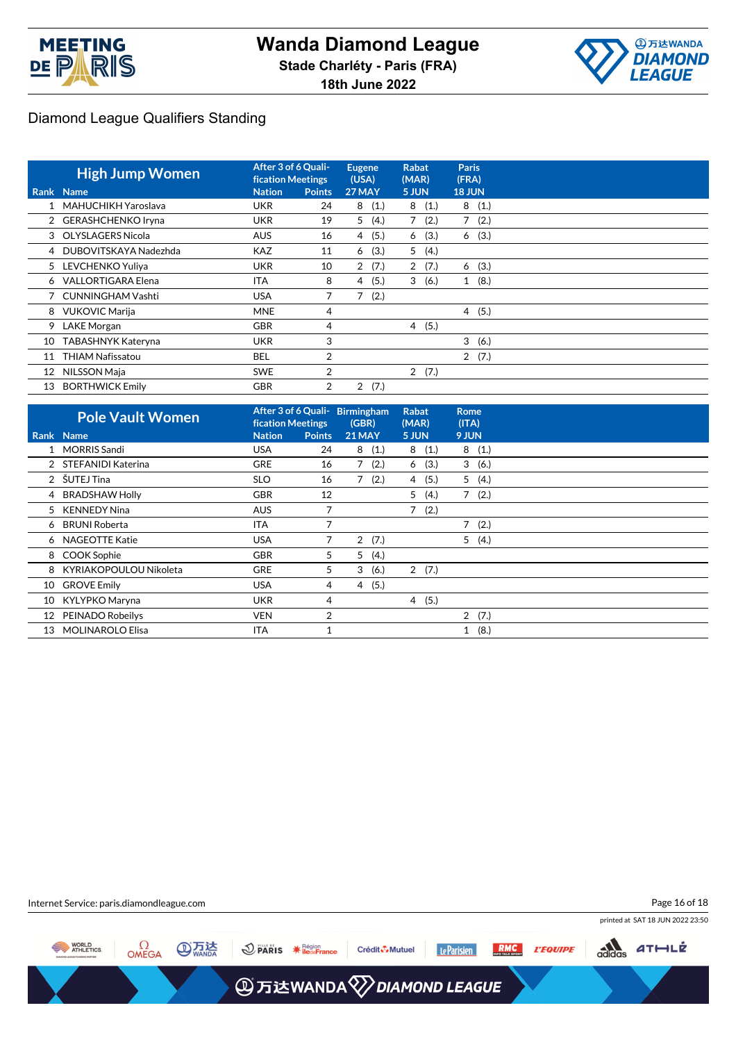# Wanda Diamond League

**Stade Charléty - Paris (FRA)**

**18th June 2022**

## Diamond League Qualifiers Standing

| Rank | High Jump Women Name | After 3 of 6 Qualification Meetings Nation | Points | Eugene (USA) 27 MAY | Rabat (MAR) 5 JUN | Paris (FRA) 18 JUN |
|---|---|---|---|---|---|---|
| 1 | MAHUCHIKH Yaroslava | UKR | 24 | 8 (1.) | 8 (1.) | 8 (1.) |
| 2 | GERASHCHENKO Iryna | UKR | 19 | 5 (4.) | 7 (2.) | 7 (2.) |
| 3 | OLYSLAGERS Nicola | AUS | 16 | 4 (5.) | 6 (3.) | 6 (3.) |
| 4 | DUBOVITSKAYA Nadezhda | KAZ | 11 | 6 (3.) | 5 (4.) | |
| 5 | LEVCHENKO Yuliya | UKR | 10 | 2 (7.) | 2 (7.) | 6 (3.) |
| 6 | VALLORTIGARA Elena | ITA | 8 | 4 (5.) | 3 (6.) | 1 (8.) |
| 7 | CUNNINGHAM Vashti | USA | 7 | 7 (2.) | | |
| 8 | VUKOVIC Marija | MNE | 4 | | | 4 (5.) |
| 9 | LAKE Morgan | GBR | 4 | | 4 (5.) | |
| 10 | TABASHNYK Kateryna | UKR | 3 | | | 3 (6.) |
| 11 | THIAM Nafissatou | BEL | 2 | | | 2 (7.) |
| 12 | NILSSON Maja | SWE | 2 | | 2 (7.) | |
| 13 | BORTHWICK Emily | GBR | 2 | 2 (7.) | | |

| Rank | Pole Vault Women Name | After 3 of 6 Qualification Meetings Nation | Points | Birmingham (GBR) 21 MAY | Rabat (MAR) 5 JUN | Rome (ITA) 9 JUN |
|---|---|---|---|---|---|---|
| 1 | MORRIS Sandi | USA | 24 | 8 (1.) | 8 (1.) | 8 (1.) |
| 2 | STEFANIDI Katerina | GRE | 16 | 7 (2.) | 6 (3.) | 3 (6.) |
| 2 | ŠUTEJ Tina | SLO | 16 | 7 (2.) | 4 (5.) | 5 (4.) |
| 4 | BRADSHAW Holly | GBR | 12 | | 5 (4.) | 7 (2.) |
| 5 | KENNEDY Nina | AUS | 7 | | 7 (2.) | |
| 6 | BRUNI Roberta | ITA | 7 | | | 7 (2.) |
| 6 | NAGEOTTE Katie | USA | 7 | 2 (7.) | | 5 (4.) |
| 8 | COOK Sophie | GBR | 5 | 5 (4.) | | |
| 8 | KYRIAKOPOULOU Nikoleta | GRE | 5 | 3 (6.) | 2 (7.) | |
| 10 | GROVE Emily | USA | 4 | 4 (5.) | | |
| 10 | KYLYPKO Maryna | UKR | 4 | | 4 (5.) | |
| 12 | PEINADO Robeilys | VEN | 2 | | | 2 (7.) |
| 13 | MOLINAROLO Elisa | ITA | 1 | | | 1 (8.) |

Internet Service: paris.diamondleague.com

printed at SAT 18 JUN 2022 23:50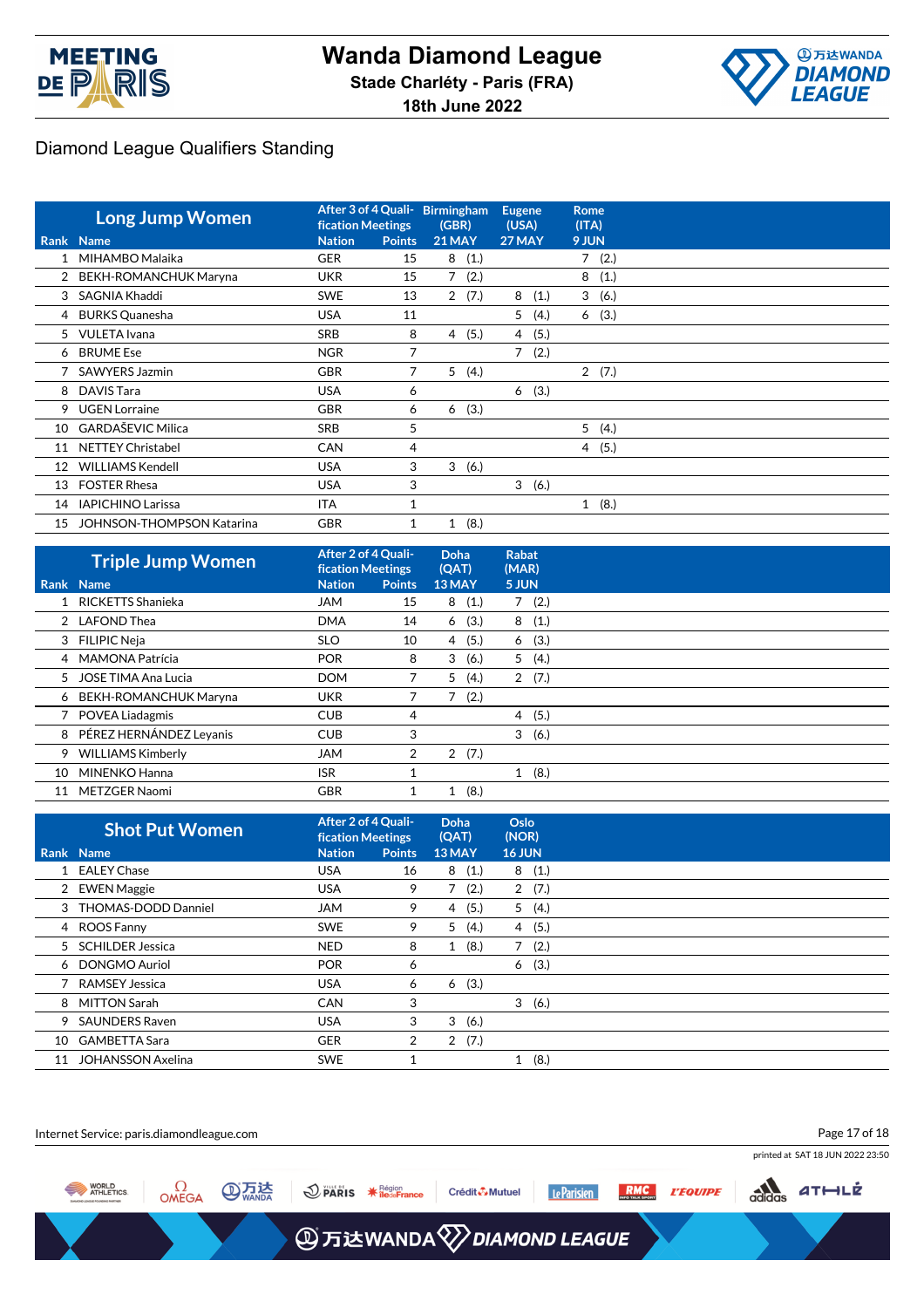# Wanda Diamond League

**Stade Charléty - Paris (FRA)**

**18th June 2022**

## Diamond League Qualifiers Standing

| Rank | Long Jump Women Name | After 3 of 4 Qualification Meetings Nation | Points | Birmingham (GBR) 21 MAY | Eugene (USA) 27 MAY | Rome (ITA) 9 JUN |
|---|---|---|---|---|---|---|
| 1 | MIHAMBO Malaika | GER | 15 | 8 (1.) | | 7 (2.) |
| 2 | BEKH-ROMANCHUK Maryna | UKR | 15 | 7 (2.) | | 8 (1.) |
| 3 | SAGNIA Khaddi | SWE | 13 | 2 (7.) | 8 (1.) | 3 (6.) |
| 4 | BURKS Quanesha | USA | 11 | | 5 (4.) | 6 (3.) |
| 5 | VULETA Ivana | SRB | 8 | 4 (5.) | 4 (5.) | |
| 6 | BRUME Ese | NGR | 7 | | 7 (2.) | |
| 7 | SAWYERS Jazmin | GBR | 7 | 5 (4.) | | 2 (7.) |
| 8 | DAVIS Tara | USA | 6 | | 6 (3.) | |
| 9 | UGEN Lorraine | GBR | 6 | 6 (3.) | | |
| 10 | GARDAŠEVIC Milica | SRB | 5 | | | 5 (4.) |
| 11 | NETTEY Christabel | CAN | 4 | | | 4 (5.) |
| 12 | WILLIAMS Kendell | USA | 3 | 3 (6.) | | |
| 13 | FOSTER Rhesa | USA | 3 | | 3 (6.) | |
| 14 | IAPICHINO Larissa | ITA | 1 | | | 1 (8.) |
| 15 | JOHNSON-THOMPSON Katarina | GBR | 1 | 1 (8.) | | |

| Rank | Triple Jump Women Name | After 2 of 4 Qualification Meetings Nation | Points | Doha (QAT) 13 MAY | Rabat (MAR) 5 JUN |
|---|---|---|---|---|---|
| 1 | RICKETTS Shanieka | JAM | 15 | 8 (1.) | 7 (2.) |
| 2 | LAFOND Thea | DMA | 14 | 6 (3.) | 8 (1.) |
| 3 | FILIPIC Neja | SLO | 10 | 4 (5.) | 6 (3.) |
| 4 | MAMONA Patrícia | POR | 8 | 3 (6.) | 5 (4.) |
| 5 | JOSE TIMA Ana Lucia | DOM | 7 | 5 (4.) | 2 (7.) |
| 6 | BEKH-ROMANCHUK Maryna | UKR | 7 | 7 (2.) | |
| 7 | POVEA Liadagmis | CUB | 4 | | 4 (5.) |
| 8 | PÉREZ HERNÁNDEZ Leyanis | CUB | 3 | | 3 (6.) |
| 9 | WILLIAMS Kimberly | JAM | 2 | 2 (7.) | |
| 10 | MINENKO Hanna | ISR | 1 | | 1 (8.) |
| 11 | METZGER Naomi | GBR | 1 | 1 (8.) | |

| Rank | Shot Put Women Name | After 2 of 4 Qualification Meetings Nation | Points | Doha (QAT) 13 MAY | Oslo (NOR) 16 JUN |
|---|---|---|---|---|---|
| 1 | EALEY Chase | USA | 16 | 8 (1.) | 8 (1.) |
| 2 | EWEN Maggie | USA | 9 | 7 (2.) | 2 (7.) |
| 3 | THOMAS-DODD Danniel | JAM | 9 | 4 (5.) | 5 (4.) |
| 4 | ROOS Fanny | SWE | 9 | 5 (4.) | 4 (5.) |
| 5 | SCHILDER Jessica | NED | 8 | 1 (8.) | 7 (2.) |
| 6 | DONGMO Auriol | POR | 6 | | 6 (3.) |
| 7 | RAMSEY Jessica | USA | 6 | 6 (3.) | |
| 8 | MITTON Sarah | CAN | 3 | | 3 (6.) |
| 9 | SAUNDERS Raven | USA | 3 | 3 (6.) | |
| 10 | GAMBETTA Sara | GER | 2 | 2 (7.) | |
| 11 | JOHANSSON Axelina | SWE | 1 | | 1 (8.) |

Internet Service: paris.diamondleague.com

printed at SAT 18 JUN 2022 23:50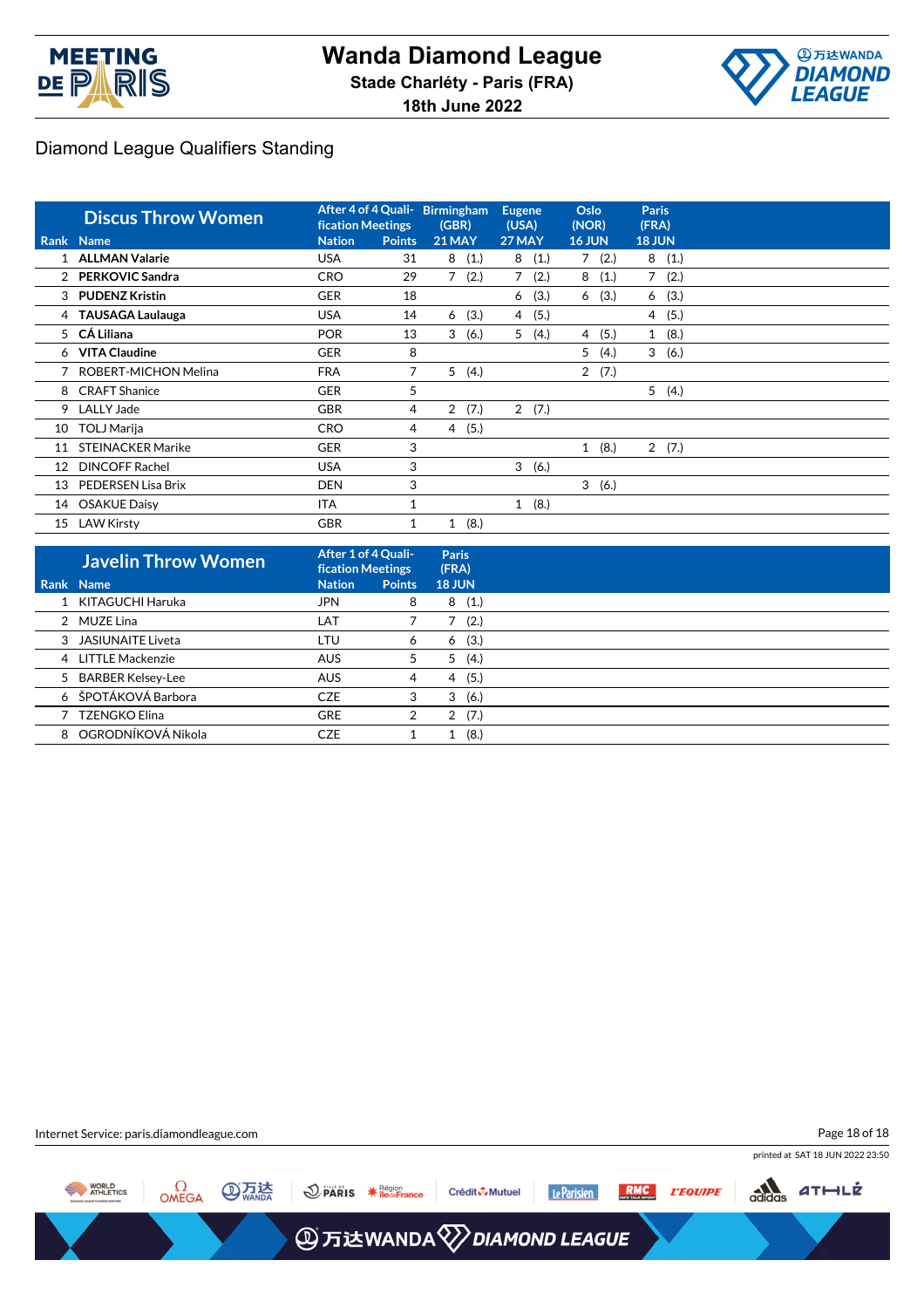# Wanda Diamond League

**Stade Charléty - Paris (FRA)**

**18th June 2022**

## Diamond League Qualifiers Standing

| Rank | Discus Throw Women<br>Name | After 4 of 4 Qualification Meetings<br>Nation | Points | Birmingham (GBR) 21 MAY | Eugene (USA) 27 MAY | Oslo (NOR) 16 JUN | Paris (FRA) 18 JUN |
|---|---|---|---|---|---|---|---|
| 1 | **ALLMAN Valarie** | USA | 31 | 8 (1.) | 8 (1.) | 7 (2.) | 8 (1.) |
| 2 | **PERKOVIC Sandra** | CRO | 29 | 7 (2.) | 7 (2.) | 8 (1.) | 7 (2.) |
| 3 | **PUDENZ Kristin** | GER | 18 | | 6 (3.) | 6 (3.) | 6 (3.) |
| 4 | **TAUSAGA Laulauga** | USA | 14 | 6 (3.) | 4 (5.) | | 4 (5.) |
| 5 | **CÁ Liliana** | POR | 13 | 3 (6.) | 5 (4.) | 4 (5.) | 1 (8.) |
| 6 | **VITA Claudine** | GER | 8 | | | 5 (4.) | 3 (6.) |
| 7 | ROBERT-MICHON Melina | FRA | 7 | 5 (4.) | | 2 (7.) | |
| 8 | CRAFT Shanice | GER | 5 | | | | 5 (4.) |
| 9 | LALLY Jade | GBR | 4 | 2 (7.) | 2 (7.) | | |
| 10 | TOLJ Marija | CRO | 4 | 4 (5.) | | | |
| 11 | STEINACKER Marike | GER | 3 | | | 1 (8.) | 2 (7.) |
| 12 | DINCOFF Rachel | USA | 3 | | 3 (6.) | | |
| 13 | PEDERSEN Lisa Brix | DEN | 3 | | | 3 (6.) | |
| 14 | OSAKUE Daisy | ITA | 1 | | 1 (8.) | | |
| 15 | LAW Kirsty | GBR | 1 | 1 (8.) | | | |

| Rank | Javelin Throw Women<br>Name | After 1 of 4 Qualification Meetings<br>Nation | Points | Paris (FRA) 18 JUN |
|---|---|---|---|---|
| 1 | KITAGUCHI Haruka | JPN | 8 | 8 (1.) |
| 2 | MUZE Lina | LAT | 7 | 7 (2.) |
| 3 | JASIUNAITE Liveta | LTU | 6 | 6 (3.) |
| 4 | LITTLE Mackenzie | AUS | 5 | 5 (4.) |
| 5 | BARBER Kelsey-Lee | AUS | 4 | 4 (5.) |
| 6 | ŠPOTÁKOVÁ Barbora | CZE | 3 | 3 (6.) |
| 7 | TZENGKO Elina | GRE | 2 | 2 (7.) |
| 8 | OGRODNÍKOVÁ Nikola | CZE | 1 | 1 (8.) |

Internet Service: paris.diamondleague.com

printed at SAT 18 JUN 2022 23:50